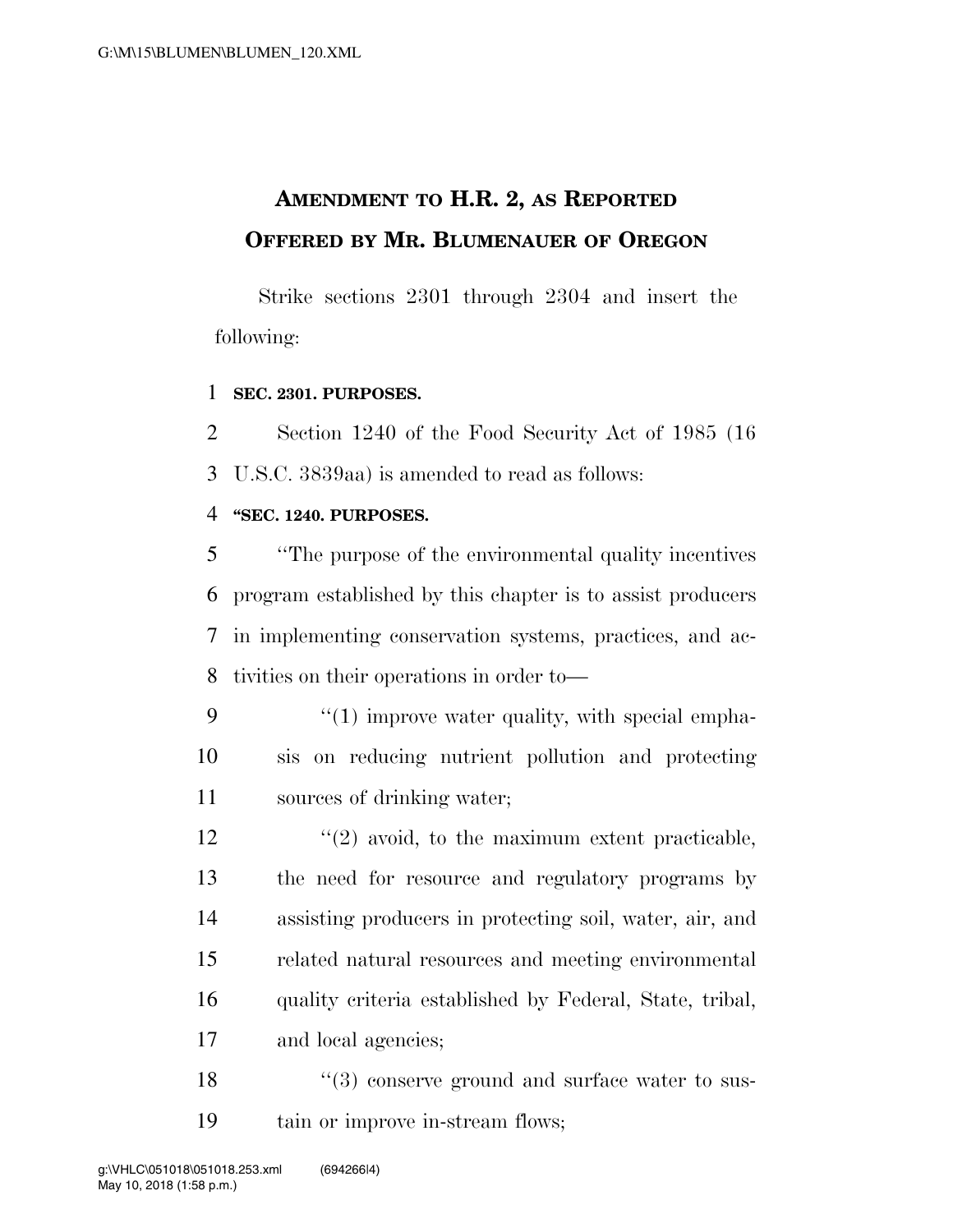# AMENDMENT TO H.R. 2, AS REPORTED OFFERED BY MR. BLUMENAUER OF OREGON

Strike sections 2301 through 2304 and insert the following:

**SEC. 2301. PURPOSES.**

Section 1240 of the Food Security Act of 1985 (16 U.S.C. 3839aa) is amended to read as follows:

**"SEC. 1240. PURPOSES.**

"The purpose of the environmental quality incentives program established by this chapter is to assist producers in implementing conservation systems, practices, and activities on their operations in order to—

"(1) improve water quality, with special emphasis on reducing nutrient pollution and protecting sources of drinking water;

"(2) avoid, to the maximum extent practicable, the need for resource and regulatory programs by assisting producers in protecting soil, water, air, and related natural resources and meeting environmental quality criteria established by Federal, State, tribal, and local agencies;

"(3) conserve ground and surface water to sustain or improve in-stream flows;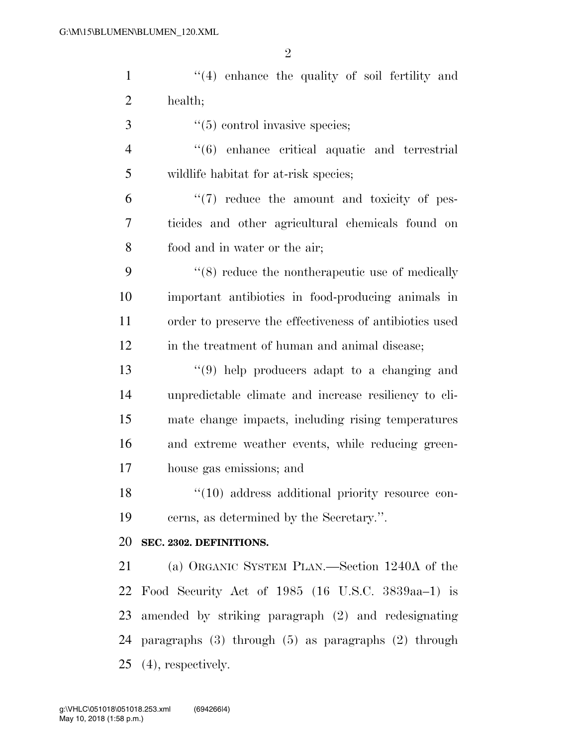"(4) enhance the quality of soil fertility and health;

"(5) control invasive species;

"(6) enhance critical aquatic and terrestrial wildlife habitat for at-risk species;

"(7) reduce the amount and toxicity of pesticides and other agricultural chemicals found on food and in water or the air;

"(8) reduce the nontherapeutic use of medically important antibiotics in food-producing animals in order to preserve the effectiveness of antibiotics used in the treatment of human and animal disease;

"(9) help producers adapt to a changing and unpredictable climate and increase resiliency to climate change impacts, including rising temperatures and extreme weather events, while reducing greenhouse gas emissions; and

"(10) address additional priority resource concerns, as determined by the Secretary.".

**SEC. 2302. DEFINITIONS.**

(a) ORGANIC SYSTEM PLAN.—Section 1240A of the Food Security Act of 1985 (16 U.S.C. 3839aa–1) is amended by striking paragraph (2) and redesignating paragraphs (3) through (5) as paragraphs (2) through (4), respectively.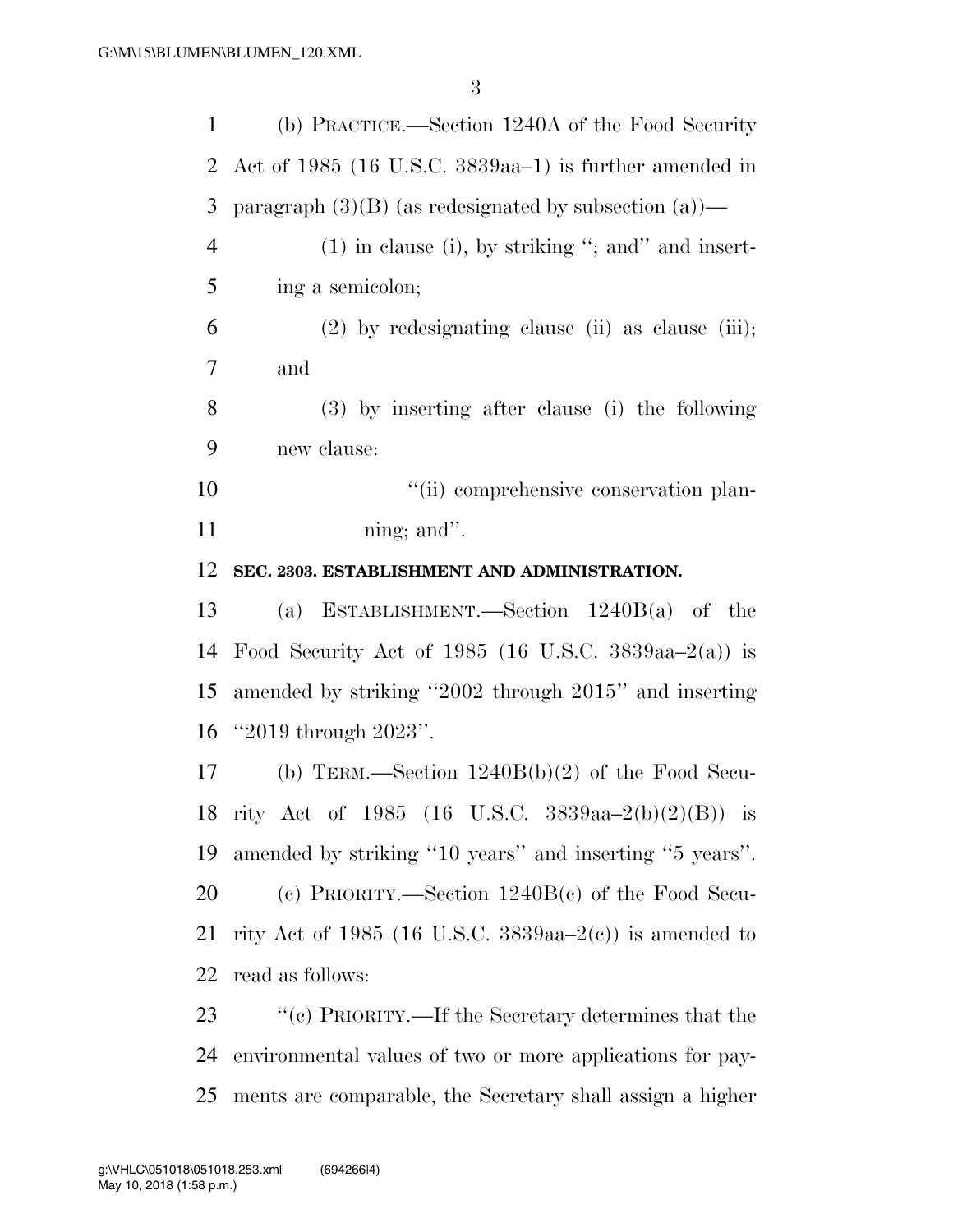(b) PRACTICE.—Section 1240A of the Food Security Act of 1985 (16 U.S.C. 3839aa–1) is further amended in paragraph (3)(B) (as redesignated by subsection (a))—

(1) in clause (i), by striking "; and" and inserting a semicolon;

(2) by redesignating clause (ii) as clause (iii); and

(3) by inserting after clause (i) the following new clause:

"(ii) comprehensive conservation planning; and".

**SEC. 2303. ESTABLISHMENT AND ADMINISTRATION.**

(a) ESTABLISHMENT.—Section 1240B(a) of the Food Security Act of 1985 (16 U.S.C. 3839aa–2(a)) is amended by striking "2002 through 2015" and inserting "2019 through 2023".

(b) TERM.—Section 1240B(b)(2) of the Food Security Act of 1985 (16 U.S.C. 3839aa–2(b)(2)(B)) is amended by striking "10 years" and inserting "5 years".

(c) PRIORITY.—Section 1240B(c) of the Food Security Act of 1985 (16 U.S.C. 3839aa–2(c)) is amended to read as follows:

"(c) PRIORITY.—If the Secretary determines that the environmental values of two or more applications for payments are comparable, the Secretary shall assign a higher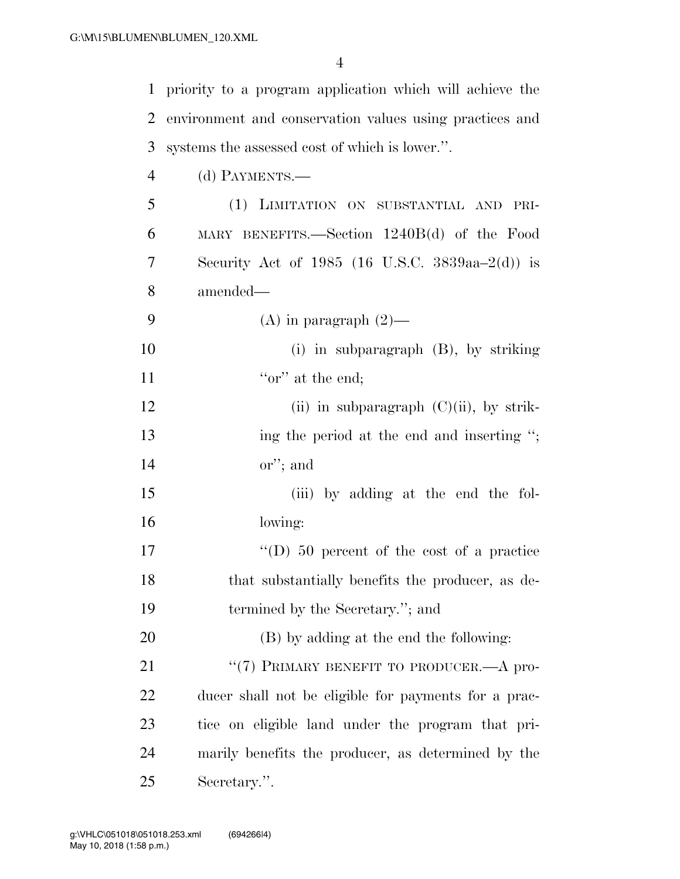priority to a program application which will achieve the environment and conservation values using practices and systems the assessed cost of which is lower.''.

(d) PAYMENTS.—

(1) LIMITATION ON SUBSTANTIAL AND PRIMARY BENEFITS.—Section 1240B(d) of the Food Security Act of 1985 (16 U.S.C. 3839aa–2(d)) is amended—

(A) in paragraph (2)—

(i) in subparagraph (B), by striking ''or'' at the end;

(ii) in subparagraph (C)(ii), by striking the period at the end and inserting ''; or''; and

(iii) by adding at the end the following:

''(D) 50 percent of the cost of a practice that substantially benefits the producer, as determined by the Secretary.''; and

(B) by adding at the end the following:

''(7) PRIMARY BENEFIT TO PRODUCER.—A producer shall not be eligible for payments for a practice on eligible land under the program that primarily benefits the producer, as determined by the Secretary.''.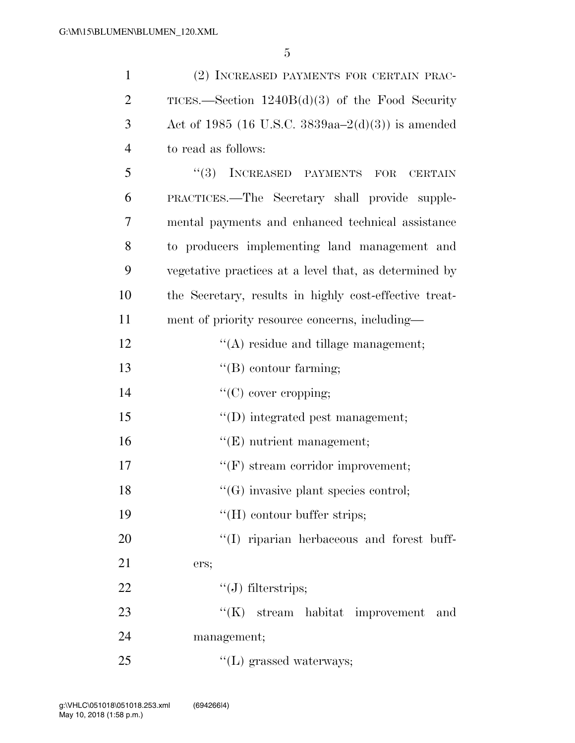(2) INCREASED PAYMENTS FOR CERTAIN PRACTICES.—Section 1240B(d)(3) of the Food Security Act of 1985 (16 U.S.C. 3839aa–2(d)(3)) is amended to read as follows:

"(3) INCREASED PAYMENTS FOR CERTAIN PRACTICES.—The Secretary shall provide supplemental payments and enhanced technical assistance to producers implementing land management and vegetative practices at a level that, as determined by the Secretary, results in highly cost-effective treatment of priority resource concerns, including—

"(A) residue and tillage management;

"(B) contour farming;

"(C) cover cropping;

"(D) integrated pest management;

"(E) nutrient management;

"(F) stream corridor improvement;

"(G) invasive plant species control;

"(H) contour buffer strips;

"(I) riparian herbaceous and forest buffers;

"(J) filterstrips;

"(K) stream habitat improvement and management;

"(L) grassed waterways;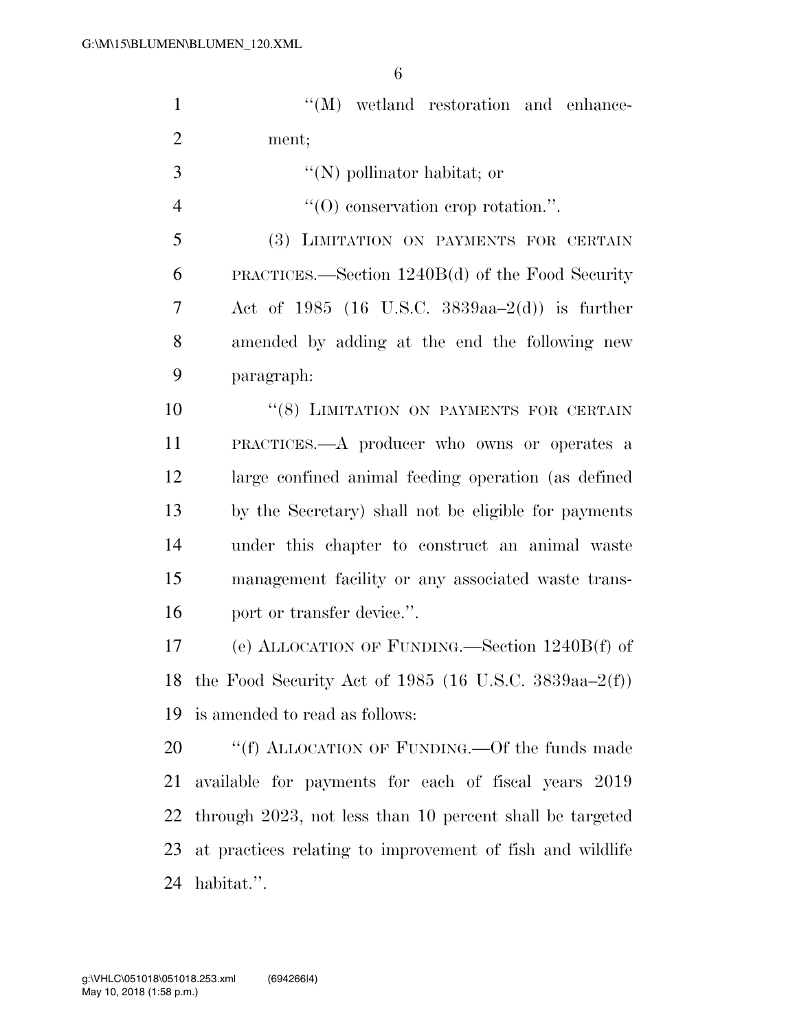"(M) wetland restoration and enhancement;

"(N) pollinator habitat; or

"(O) conservation crop rotation.".

(3) LIMITATION ON PAYMENTS FOR CERTAIN PRACTICES.—Section 1240B(d) of the Food Security Act of 1985 (16 U.S.C. 3839aa–2(d)) is further amended by adding at the end the following new paragraph:

"(8) LIMITATION ON PAYMENTS FOR CERTAIN PRACTICES.—A producer who owns or operates a large confined animal feeding operation (as defined by the Secretary) shall not be eligible for payments under this chapter to construct an animal waste management facility or any associated waste transport or transfer device.".

(e) ALLOCATION OF FUNDING.—Section 1240B(f) of the Food Security Act of 1985 (16 U.S.C. 3839aa–2(f)) is amended to read as follows:

"(f) ALLOCATION OF FUNDING.—Of the funds made available for payments for each of fiscal years 2019 through 2023, not less than 10 percent shall be targeted at practices relating to improvement of fish and wildlife habitat.".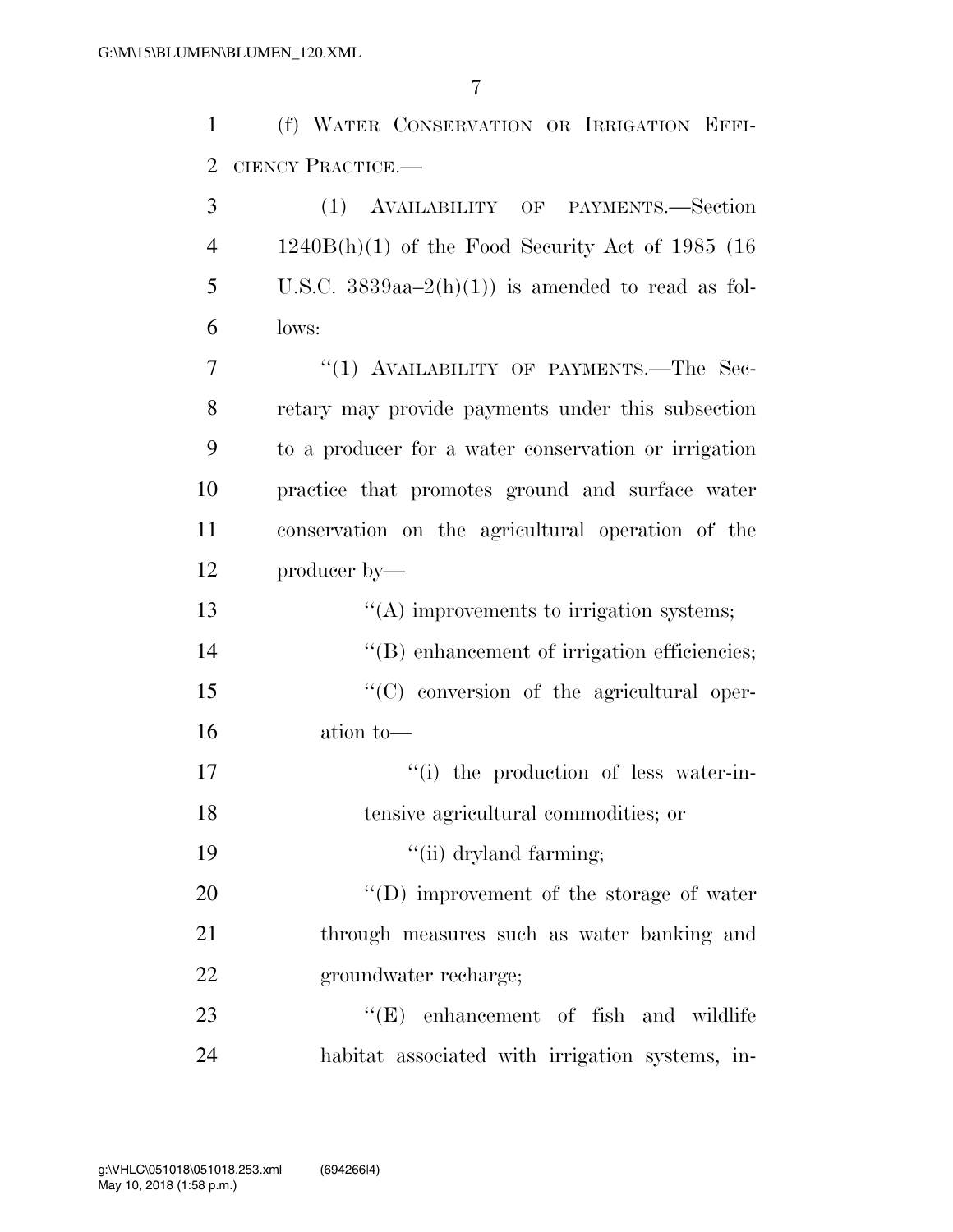(f) WATER CONSERVATION OR IRRIGATION EFFICIENCY PRACTICE.—

(1) AVAILABILITY OF PAYMENTS.—Section 1240B(h)(1) of the Food Security Act of 1985 (16 U.S.C. 3839aa–2(h)(1)) is amended to read as follows:

"(1) AVAILABILITY OF PAYMENTS.—The Secretary may provide payments under this subsection to a producer for a water conservation or irrigation practice that promotes ground and surface water conservation on the agricultural operation of the producer by—

"(A) improvements to irrigation systems;

"(B) enhancement of irrigation efficiencies;

"(C) conversion of the agricultural operation to—

"(i) the production of less water-intensive agricultural commodities; or

"(ii) dryland farming;

"(D) improvement of the storage of water through measures such as water banking and groundwater recharge;

"(E) enhancement of fish and wildlife habitat associated with irrigation systems, in-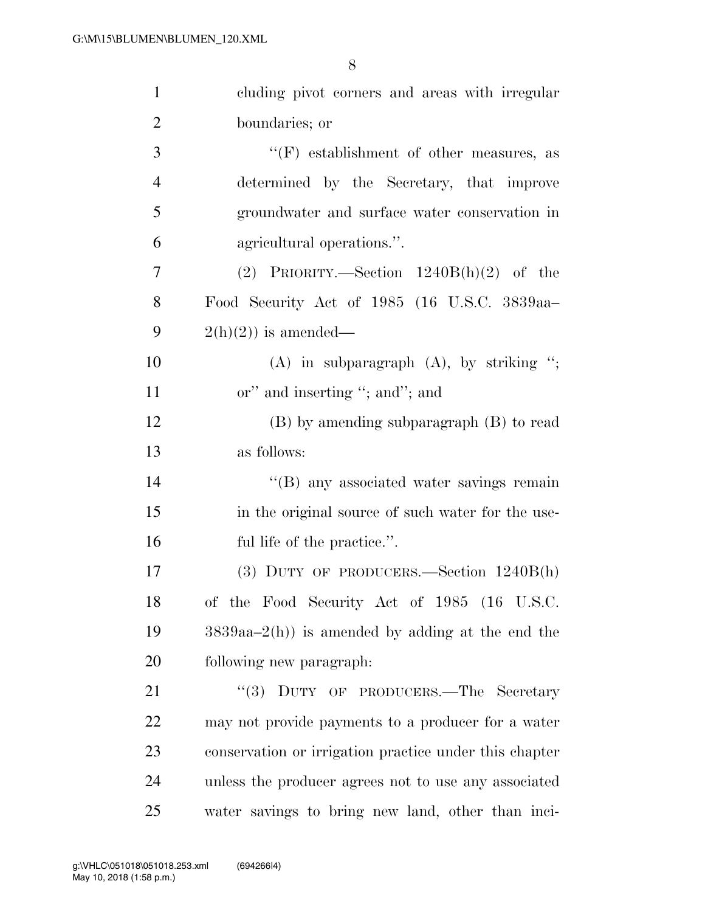cluding pivot corners and areas with irregular boundaries; or

"(F) establishment of other measures, as determined by the Secretary, that improve groundwater and surface water conservation in agricultural operations.".

(2) PRIORITY.—Section 1240B(h)(2) of the Food Security Act of 1985 (16 U.S.C. 3839aa–2(h)(2)) is amended—

(A) in subparagraph (A), by striking "; or" and inserting "; and"; and

(B) by amending subparagraph (B) to read as follows:

"(B) any associated water savings remain in the original source of such water for the useful life of the practice.".

(3) DUTY OF PRODUCERS.—Section 1240B(h) of the Food Security Act of 1985 (16 U.S.C. 3839aa–2(h)) is amended by adding at the end the following new paragraph:

"(3) DUTY OF PRODUCERS.—The Secretary may not provide payments to a producer for a water conservation or irrigation practice under this chapter unless the producer agrees not to use any associated water savings to bring new land, other than inci-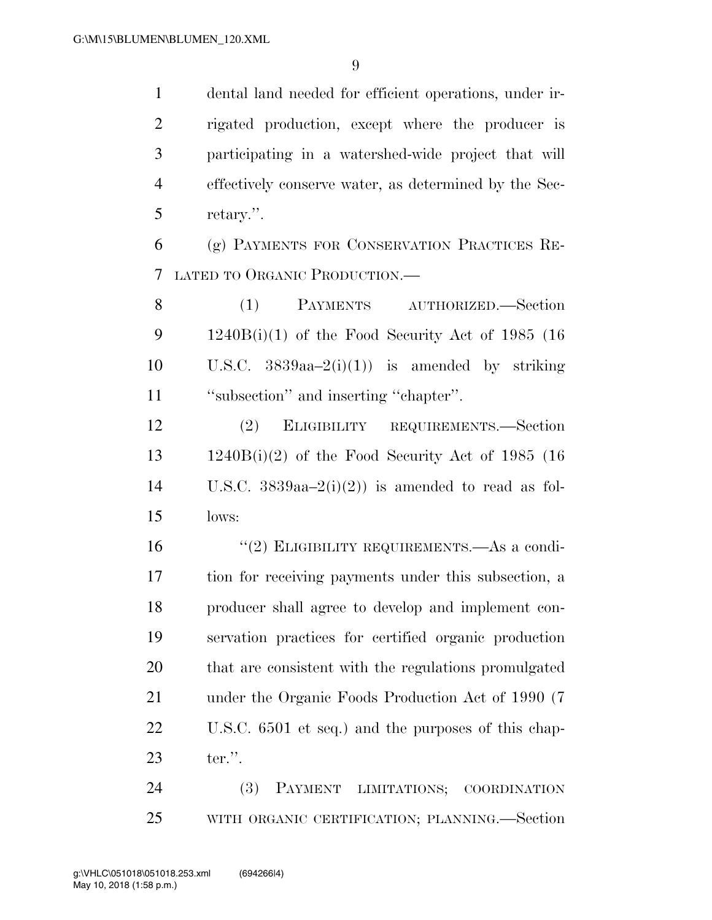dental land needed for efficient operations, under irrigated production, except where the producer is participating in a watershed-wide project that will effectively conserve water, as determined by the Secretary.''.

(g) PAYMENTS FOR CONSERVATION PRACTICES RELATED TO ORGANIC PRODUCTION.—

(1) PAYMENTS AUTHORIZED.—Section 1240B(i)(1) of the Food Security Act of 1985 (16 U.S.C. 3839aa–2(i)(1)) is amended by striking ''subsection'' and inserting ''chapter''.

(2) ELIGIBILITY REQUIREMENTS.—Section 1240B(i)(2) of the Food Security Act of 1985 (16 U.S.C. 3839aa–2(i)(2)) is amended to read as follows:

''(2) ELIGIBILITY REQUIREMENTS.—As a condition for receiving payments under this subsection, a producer shall agree to develop and implement conservation practices for certified organic production that are consistent with the regulations promulgated under the Organic Foods Production Act of 1990 (7 U.S.C. 6501 et seq.) and the purposes of this chapter.''.

(3) PAYMENT LIMITATIONS; COORDINATION WITH ORGANIC CERTIFICATION; PLANNING.—Section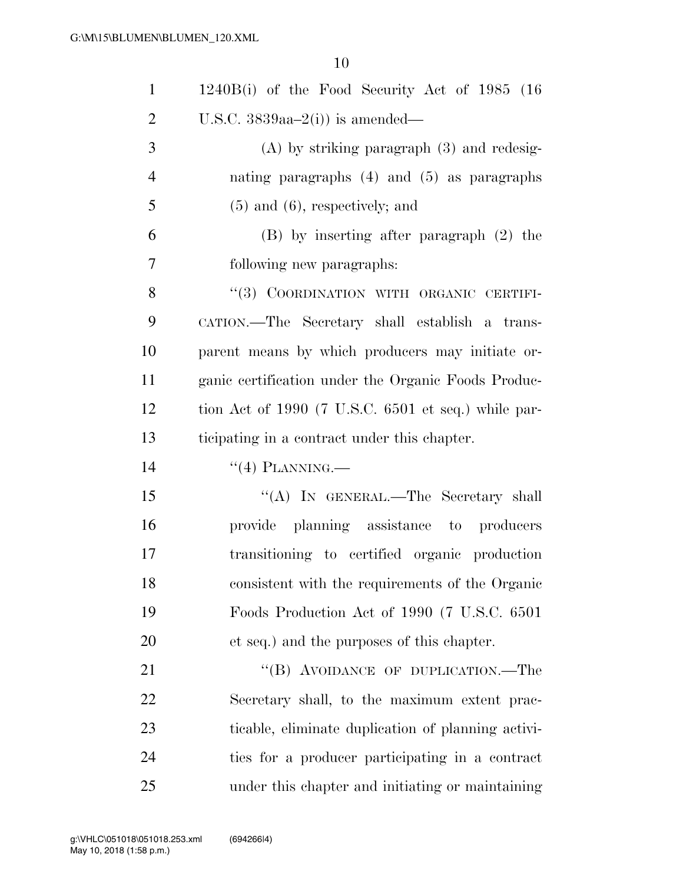1240B(i) of the Food Security Act of 1985 (16 U.S.C. 3839aa–2(i)) is amended—

(A) by striking paragraph (3) and redesignating paragraphs (4) and (5) as paragraphs (5) and (6), respectively; and

(B) by inserting after paragraph (2) the following new paragraphs:

''(3) COORDINATION WITH ORGANIC CERTIFICATION.—The Secretary shall establish a transparent means by which producers may initiate organic certification under the Organic Foods Production Act of 1990 (7 U.S.C. 6501 et seq.) while participating in a contract under this chapter.

''(4) PLANNING.—

''(A) IN GENERAL.—The Secretary shall provide planning assistance to producers transitioning to certified organic production consistent with the requirements of the Organic Foods Production Act of 1990 (7 U.S.C. 6501 et seq.) and the purposes of this chapter.

''(B) AVOIDANCE OF DUPLICATION.—The Secretary shall, to the maximum extent practicable, eliminate duplication of planning activities for a producer participating in a contract under this chapter and initiating or maintaining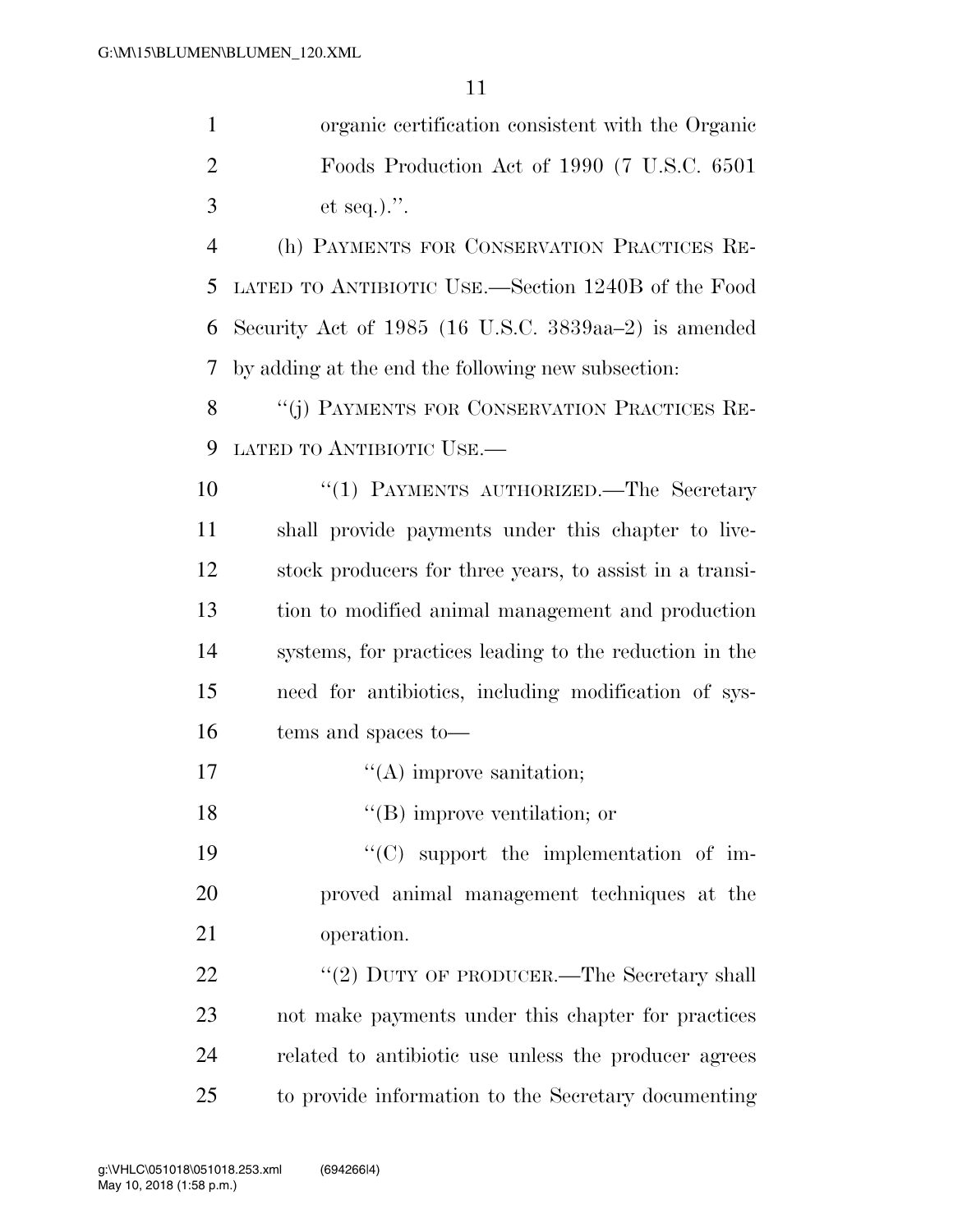organic certification consistent with the Organic Foods Production Act of 1990 (7 U.S.C. 6501 et seq.).''.

(h) PAYMENTS FOR CONSERVATION PRACTICES RELATED TO ANTIBIOTIC USE.—Section 1240B of the Food Security Act of 1985 (16 U.S.C. 3839aa–2) is amended by adding at the end the following new subsection:

''(j) PAYMENTS FOR CONSERVATION PRACTICES RELATED TO ANTIBIOTIC USE.—

''(1) PAYMENTS AUTHORIZED.—The Secretary shall provide payments under this chapter to livestock producers for three years, to assist in a transition to modified animal management and production systems, for practices leading to the reduction in the need for antibiotics, including modification of systems and spaces to—

''(A) improve sanitation;

''(B) improve ventilation; or

''(C) support the implementation of improved animal management techniques at the operation.

''(2) DUTY OF PRODUCER.—The Secretary shall not make payments under this chapter for practices related to antibiotic use unless the producer agrees to provide information to the Secretary documenting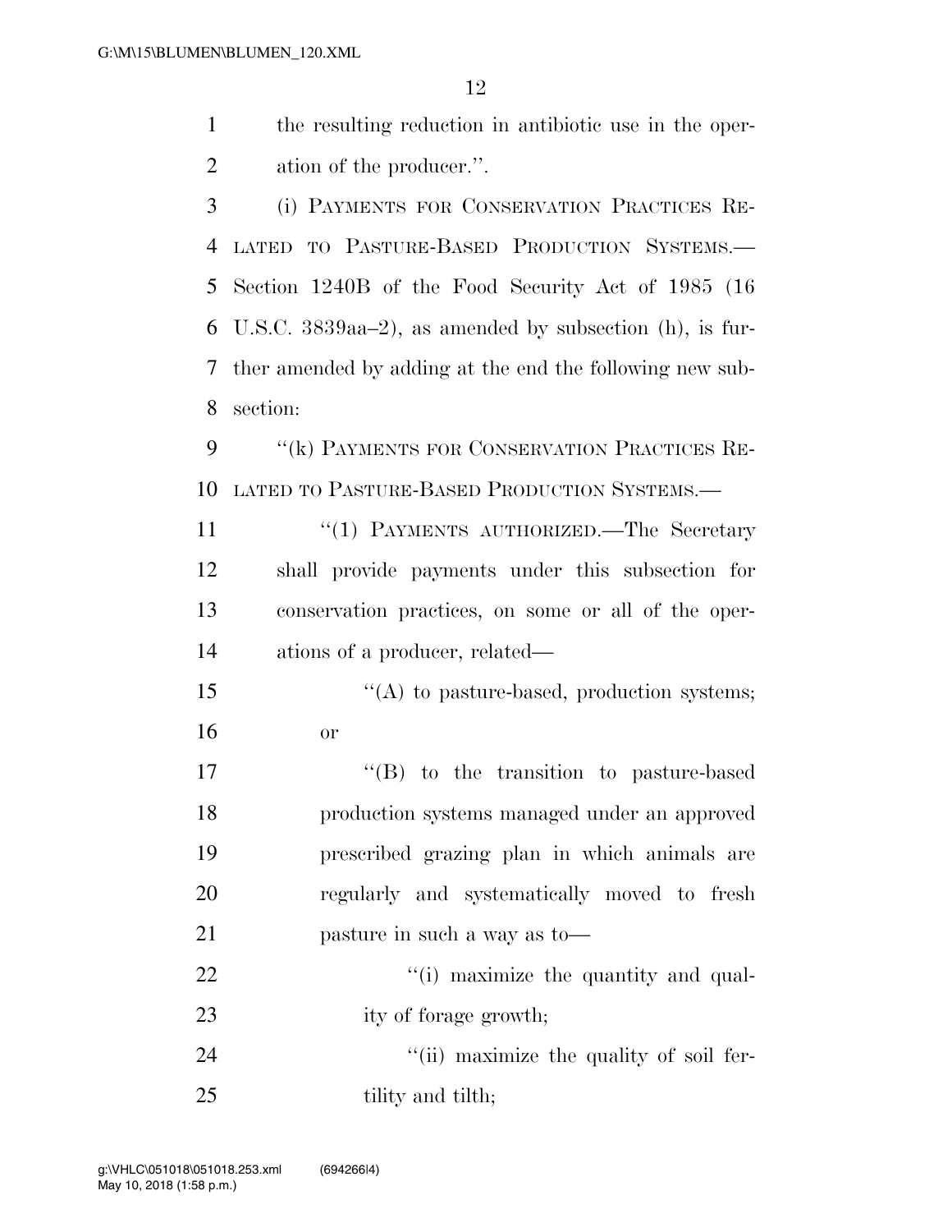the resulting reduction in antibiotic use in the operation of the producer.''.

(i) PAYMENTS FOR CONSERVATION PRACTICES RELATED TO PASTURE-BASED PRODUCTION SYSTEMS.—Section 1240B of the Food Security Act of 1985 (16 U.S.C. 3839aa–2), as amended by subsection (h), is further amended by adding at the end the following new subsection:

''(k) PAYMENTS FOR CONSERVATION PRACTICES RELATED TO PASTURE-BASED PRODUCTION SYSTEMS.—

''(1) PAYMENTS AUTHORIZED.—The Secretary shall provide payments under this subsection for conservation practices, on some or all of the operations of a producer, related—

''(A) to pasture-based, production systems; or

''(B) to the transition to pasture-based production systems managed under an approved prescribed grazing plan in which animals are regularly and systematically moved to fresh pasture in such a way as to—

''(i) maximize the quantity and quality of forage growth;

''(ii) maximize the quality of soil fertility and tilth;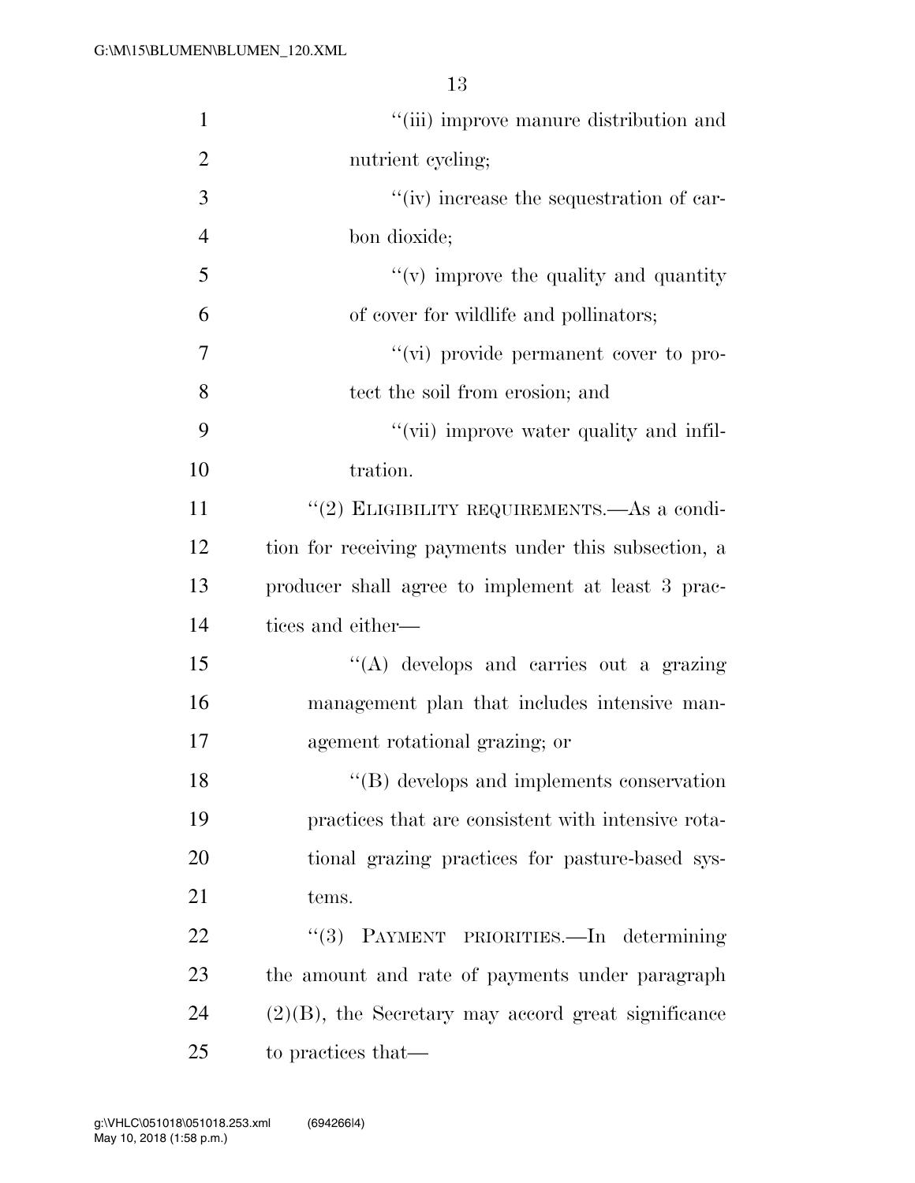"(iii) improve manure distribution and nutrient cycling;

"(iv) increase the sequestration of carbon dioxide;

"(v) improve the quality and quantity of cover for wildlife and pollinators;

"(vi) provide permanent cover to protect the soil from erosion; and

"(vii) improve water quality and infiltration.

"(2) ELIGIBILITY REQUIREMENTS.—As a condition for receiving payments under this subsection, a producer shall agree to implement at least 3 practices and either—

"(A) develops and carries out a grazing management plan that includes intensive management rotational grazing; or

"(B) develops and implements conservation practices that are consistent with intensive rotational grazing practices for pasture-based systems.

"(3) PAYMENT PRIORITIES.—In determining the amount and rate of payments under paragraph (2)(B), the Secretary may accord great significance to practices that—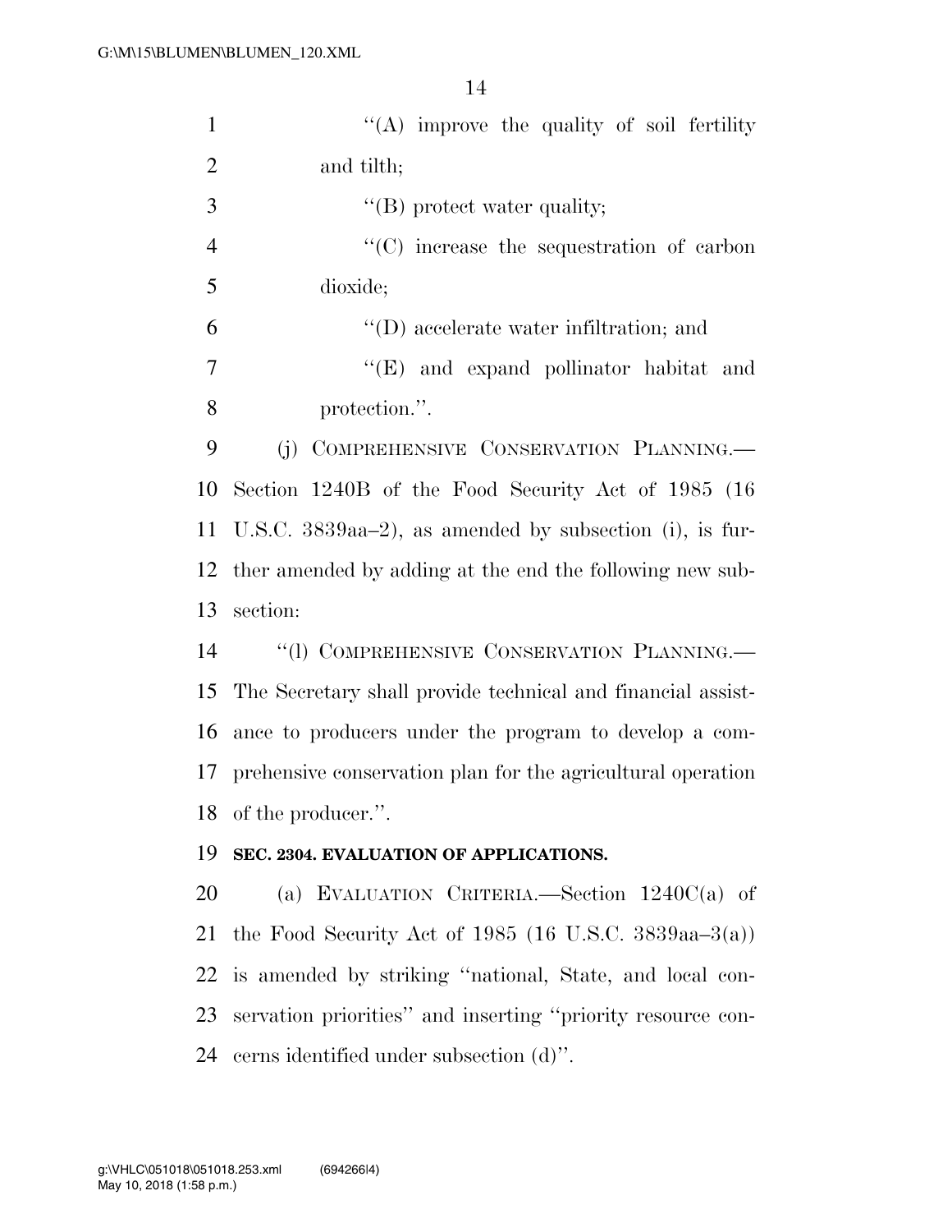''(A) improve the quality of soil fertility and tilth;

''(B) protect water quality;

''(C) increase the sequestration of carbon dioxide;

''(D) accelerate water infiltration; and

''(E) and expand pollinator habitat and protection.''.

(j) COMPREHENSIVE CONSERVATION PLANNING.—Section 1240B of the Food Security Act of 1985 (16 U.S.C. 3839aa–2), as amended by subsection (i), is further amended by adding at the end the following new subsection:

''(l) COMPREHENSIVE CONSERVATION PLANNING.—The Secretary shall provide technical and financial assistance to producers under the program to develop a comprehensive conservation plan for the agricultural operation of the producer.''.

**SEC. 2304. EVALUATION OF APPLICATIONS.**

(a) EVALUATION CRITERIA.—Section 1240C(a) of the Food Security Act of 1985 (16 U.S.C. 3839aa–3(a)) is amended by striking ''national, State, and local conservation priorities'' and inserting ''priority resource concerns identified under subsection (d)''.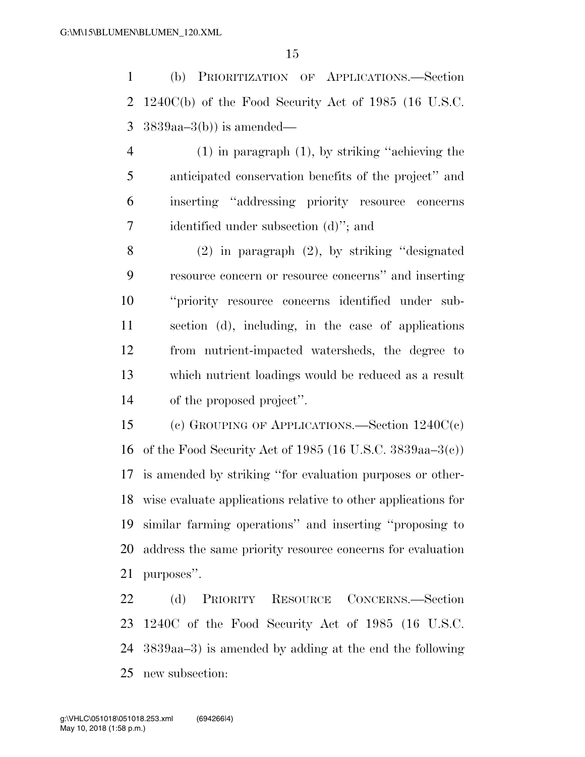(b) PRIORITIZATION OF APPLICATIONS.—Section 1240C(b) of the Food Security Act of 1985 (16 U.S.C. 3839aa–3(b)) is amended—

(1) in paragraph (1), by striking ''achieving the anticipated conservation benefits of the project'' and inserting ''addressing priority resource concerns identified under subsection (d)''; and

(2) in paragraph (2), by striking ''designated resource concern or resource concerns'' and inserting ''priority resource concerns identified under subsection (d), including, in the case of applications from nutrient-impacted watersheds, the degree to which nutrient loadings would be reduced as a result of the proposed project''.

(c) GROUPING OF APPLICATIONS.—Section 1240C(c) of the Food Security Act of 1985 (16 U.S.C. 3839aa–3(c)) is amended by striking ''for evaluation purposes or otherwise evaluate applications relative to other applications for similar farming operations'' and inserting ''proposing to address the same priority resource concerns for evaluation purposes''.

(d) PRIORITY RESOURCE CONCERNS.—Section 1240C of the Food Security Act of 1985 (16 U.S.C. 3839aa–3) is amended by adding at the end the following new subsection: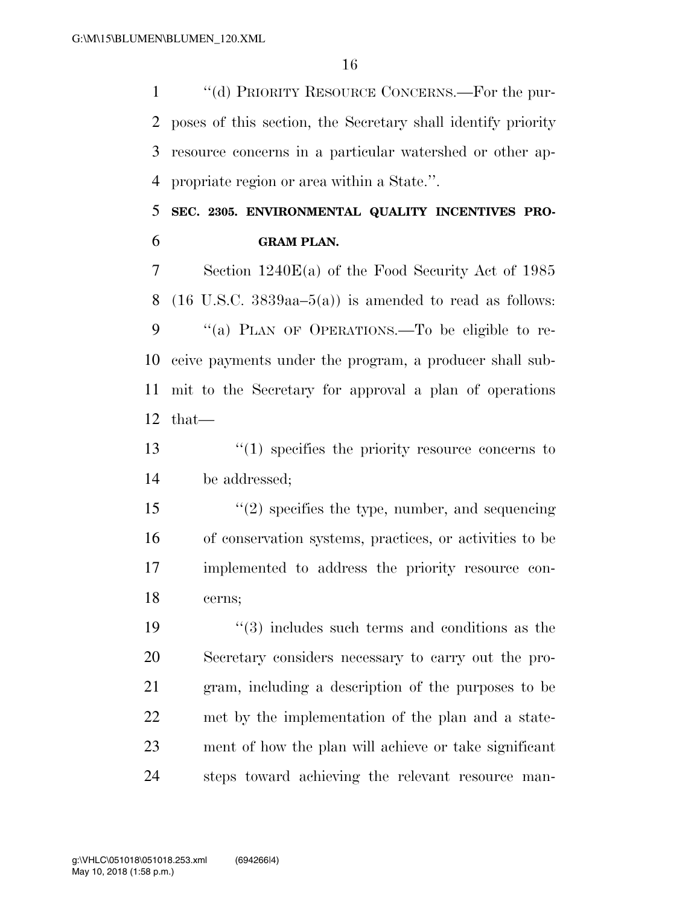"(d) PRIORITY RESOURCE CONCERNS.—For the purposes of this section, the Secretary shall identify priority resource concerns in a particular watershed or other appropriate region or area within a State.".

**SEC. 2305. ENVIRONMENTAL QUALITY INCENTIVES PROGRAM PLAN.**

Section 1240E(a) of the Food Security Act of 1985 (16 U.S.C. 3839aa–5(a)) is amended to read as follows:

"(a) PLAN OF OPERATIONS.—To be eligible to receive payments under the program, a producer shall submit to the Secretary for approval a plan of operations that—

"(1) specifies the priority resource concerns to be addressed;

"(2) specifies the type, number, and sequencing of conservation systems, practices, or activities to be implemented to address the priority resource concerns;

"(3) includes such terms and conditions as the Secretary considers necessary to carry out the program, including a description of the purposes to be met by the implementation of the plan and a statement of how the plan will achieve or take significant steps toward achieving the relevant resource man-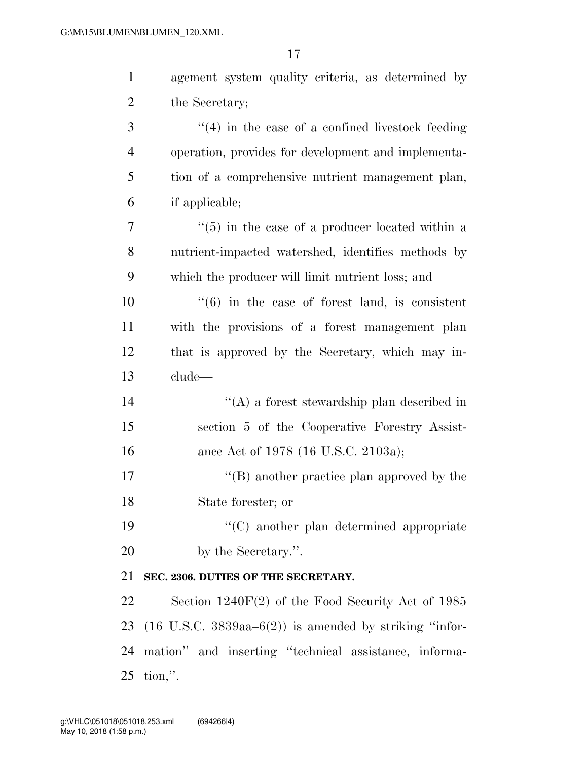agement system quality criteria, as determined by the Secretary;

"(4) in the case of a confined livestock feeding operation, provides for development and implementation of a comprehensive nutrient management plan, if applicable;

"(5) in the case of a producer located within a nutrient-impacted watershed, identifies methods by which the producer will limit nutrient loss; and

"(6) in the case of forest land, is consistent with the provisions of a forest management plan that is approved by the Secretary, which may include—

"(A) a forest stewardship plan described in section 5 of the Cooperative Forestry Assistance Act of 1978 (16 U.S.C. 2103a);

"(B) another practice plan approved by the State forester; or

"(C) another plan determined appropriate by the Secretary.".

**SEC. 2306. DUTIES OF THE SECRETARY.**

Section 1240F(2) of the Food Security Act of 1985 (16 U.S.C. 3839aa–6(2)) is amended by striking "information" and inserting "technical assistance, information,".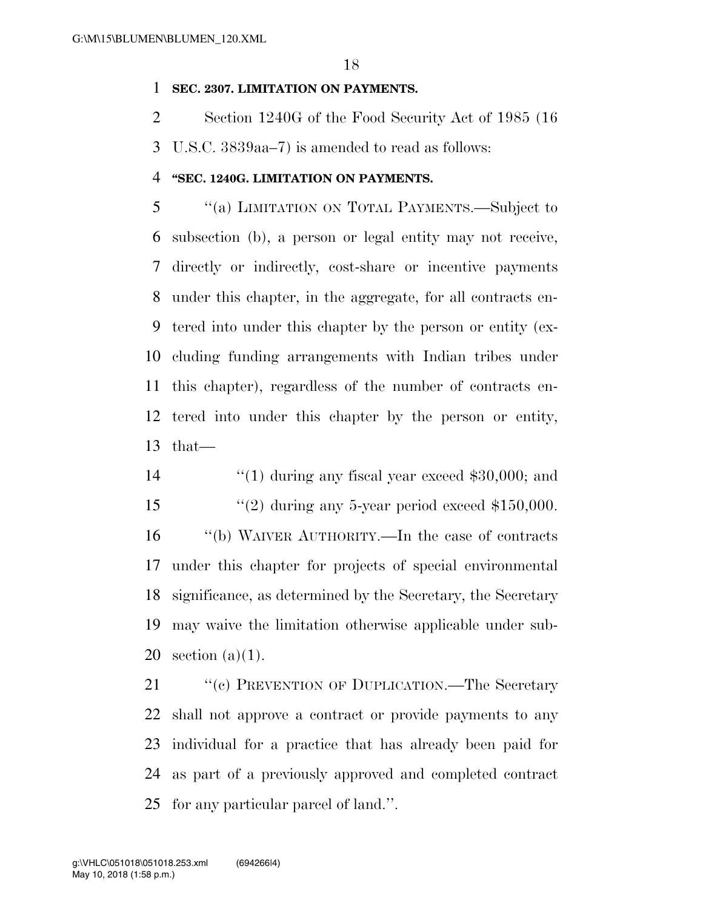**SEC. 2307. LIMITATION ON PAYMENTS.**

Section 1240G of the Food Security Act of 1985 (16 U.S.C. 3839aa–7) is amended to read as follows:

**"SEC. 1240G. LIMITATION ON PAYMENTS.**

"(a) LIMITATION ON TOTAL PAYMENTS.—Subject to subsection (b), a person or legal entity may not receive, directly or indirectly, cost-share or incentive payments under this chapter, in the aggregate, for all contracts entered into under this chapter by the person or entity (excluding funding arrangements with Indian tribes under this chapter), regardless of the number of contracts entered into under this chapter by the person or entity, that—

"(1) during any fiscal year exceed $30,000; and

"(2) during any 5-year period exceed $150,000.

"(b) WAIVER AUTHORITY.—In the case of contracts under this chapter for projects of special environmental significance, as determined by the Secretary, the Secretary may waive the limitation otherwise applicable under subsection (a)(1).

"(c) PREVENTION OF DUPLICATION.—The Secretary shall not approve a contract or provide payments to any individual for a practice that has already been paid for as part of a previously approved and completed contract for any particular parcel of land.".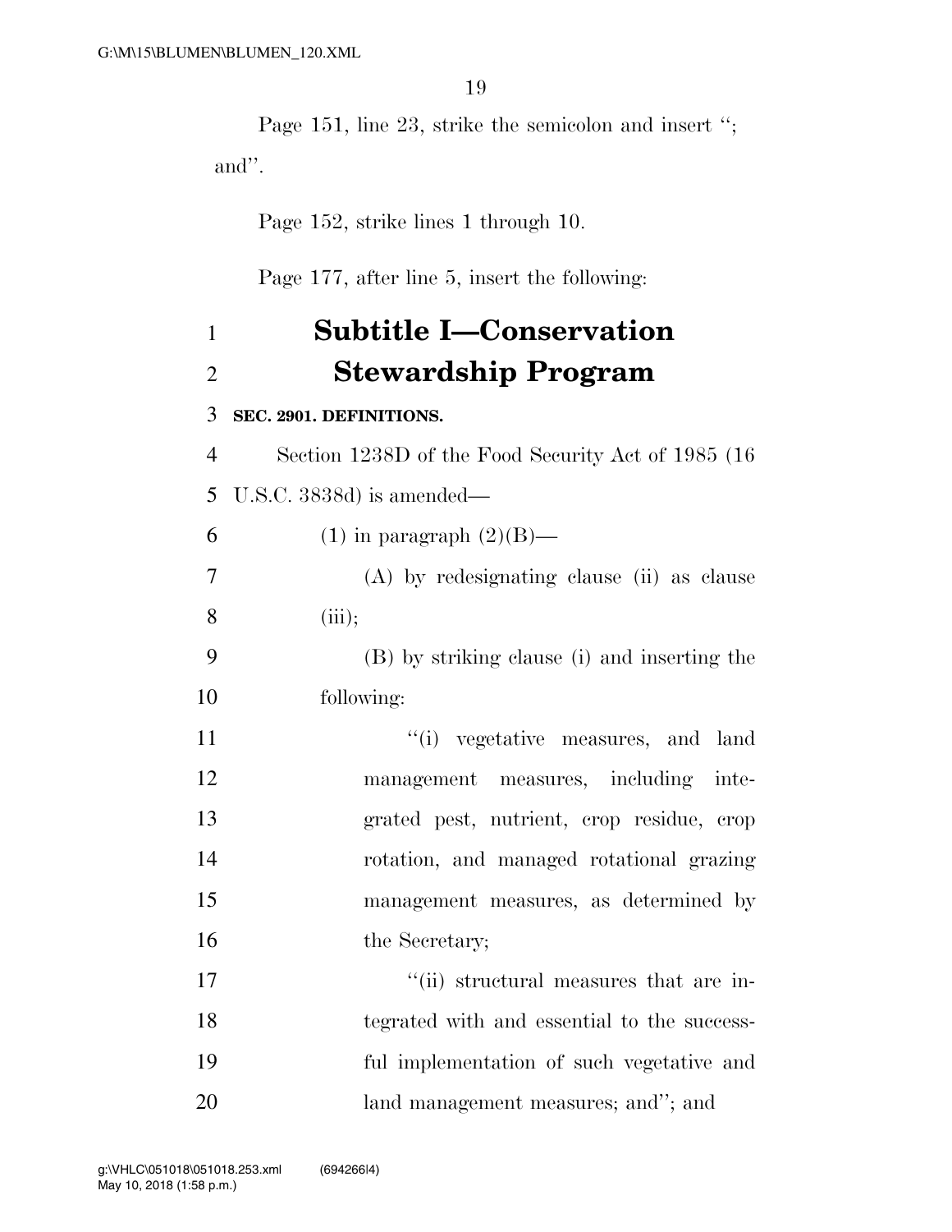Page 151, line 23, strike the semicolon and insert ''; and''.

Page 152, strike lines 1 through 10.

Page 177, after line 5, insert the following:

# Subtitle I—Conservation Stewardship Program

**SEC. 2901. DEFINITIONS.**

Section 1238D of the Food Security Act of 1985 (16 U.S.C. 3838d) is amended—

(1) in paragraph (2)(B)—

(A) by redesignating clause (ii) as clause (iii);

(B) by striking clause (i) and inserting the following:

''(i) vegetative measures, and land management measures, including integrated pest, nutrient, crop residue, crop rotation, and managed rotational grazing management measures, as determined by the Secretary;

''(ii) structural measures that are integrated with and essential to the successful implementation of such vegetative and land management measures; and''; and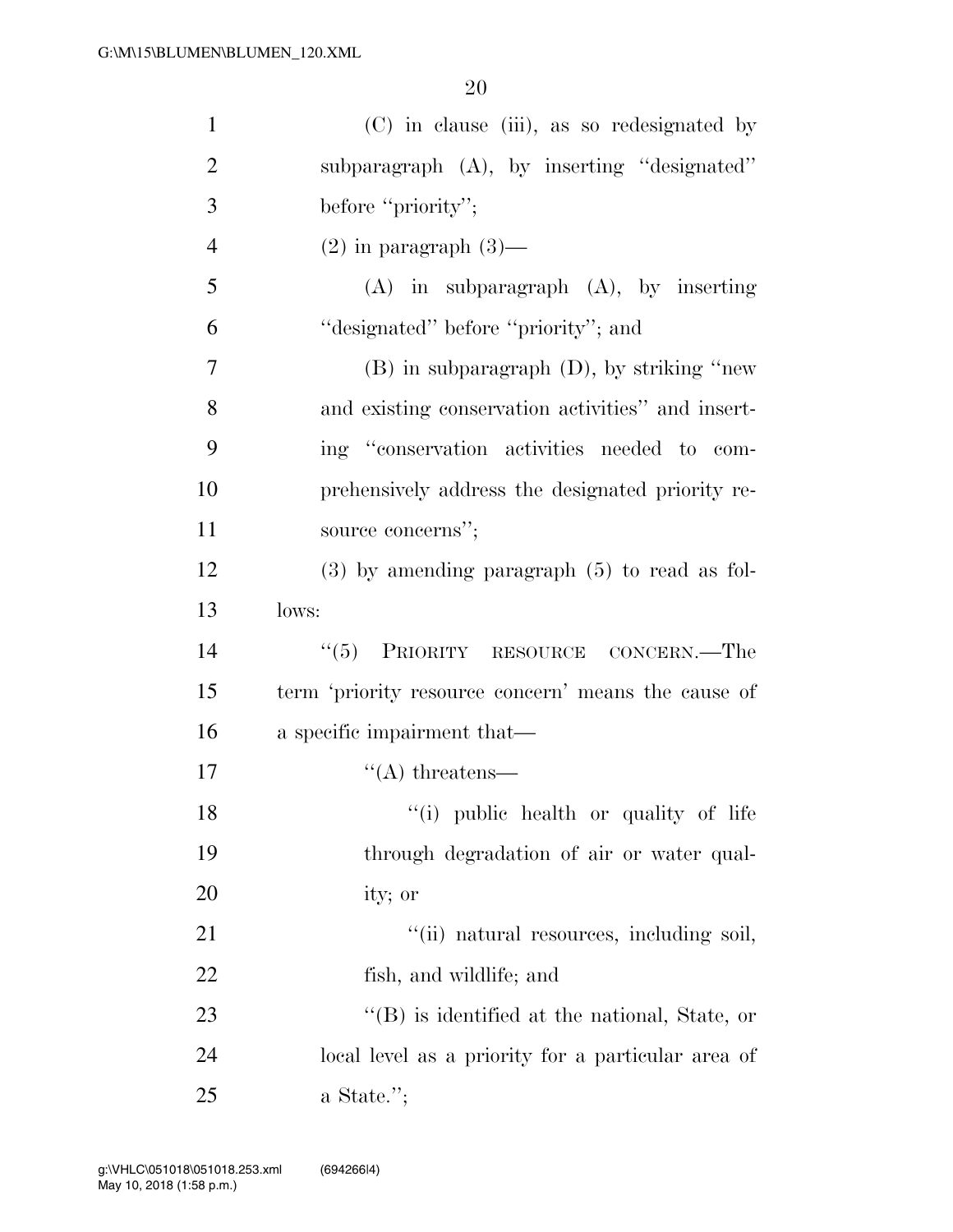(C) in clause (iii), as so redesignated by subparagraph (A), by inserting ''designated'' before ''priority'';

(2) in paragraph (3)—

(A) in subparagraph (A), by inserting ''designated'' before ''priority''; and

(B) in subparagraph (D), by striking ''new and existing conservation activities'' and inserting ''conservation activities needed to comprehensively address the designated priority resource concerns'';

(3) by amending paragraph (5) to read as follows:

''(5) PRIORITY RESOURCE CONCERN.—The term 'priority resource concern' means the cause of a specific impairment that—

''(A) threatens—

''(i) public health or quality of life through degradation of air or water quality; or

''(ii) natural resources, including soil, fish, and wildlife; and

''(B) is identified at the national, State, or local level as a priority for a particular area of a State.'';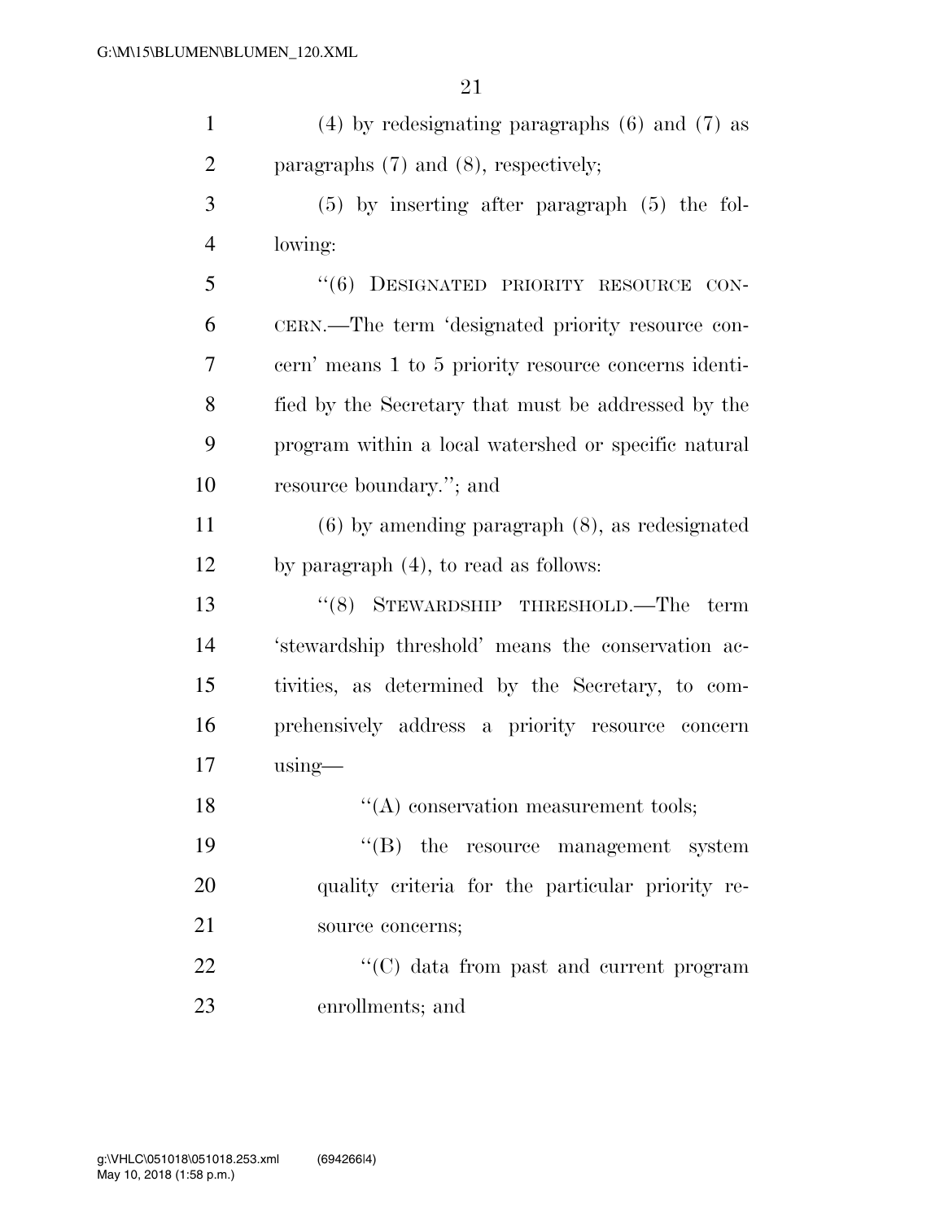(4) by redesignating paragraphs (6) and (7) as paragraphs (7) and (8), respectively;

(5) by inserting after paragraph (5) the following:

"(6) DESIGNATED PRIORITY RESOURCE CONCERN.—The term 'designated priority resource concern' means 1 to 5 priority resource concerns identified by the Secretary that must be addressed by the program within a local watershed or specific natural resource boundary."; and

(6) by amending paragraph (8), as redesignated by paragraph (4), to read as follows:

"(8) STEWARDSHIP THRESHOLD.—The term 'stewardship threshold' means the conservation activities, as determined by the Secretary, to comprehensively address a priority resource concern using—

"(A) conservation measurement tools;

"(B) the resource management system quality criteria for the particular priority resource concerns;

"(C) data from past and current program enrollments; and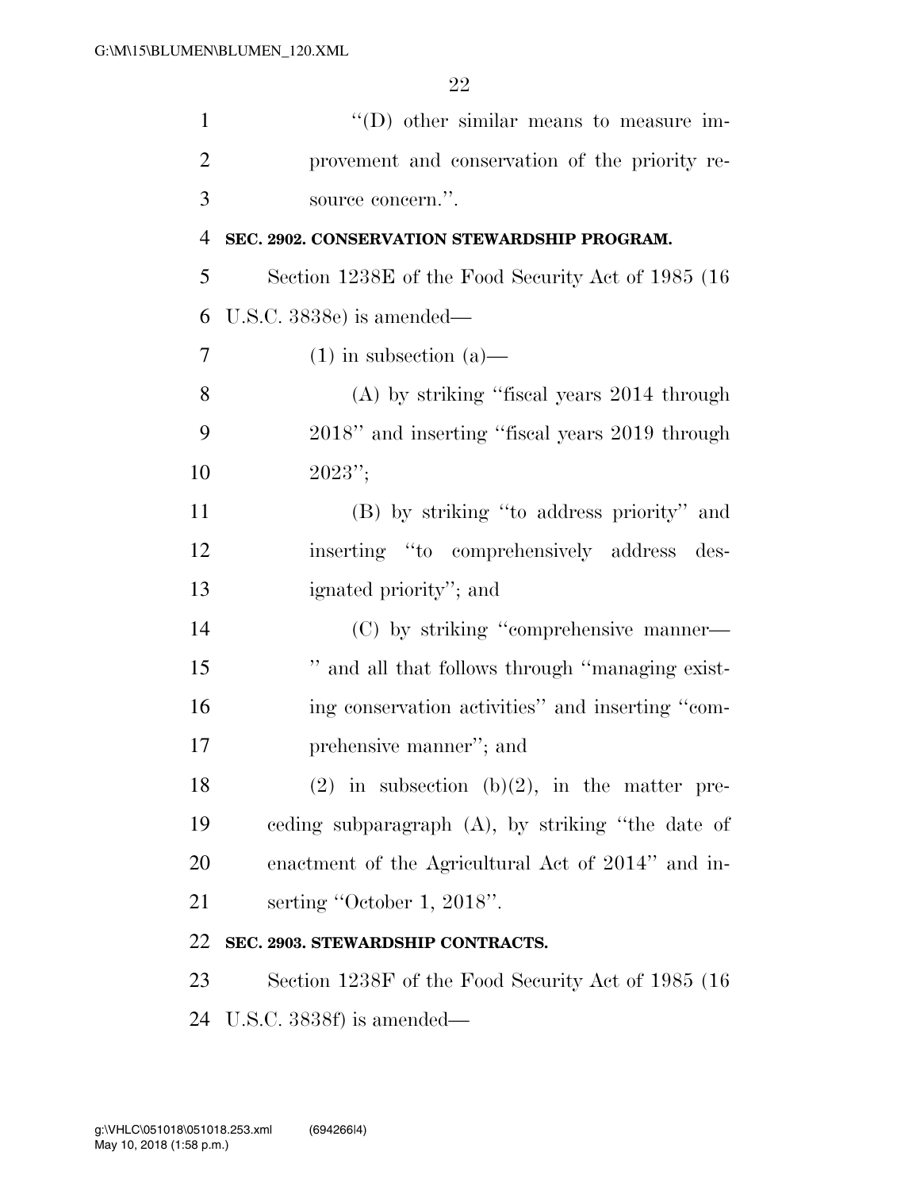"(D) other similar means to measure improvement and conservation of the priority resource concern.".

**SEC. 2902. CONSERVATION STEWARDSHIP PROGRAM.**

Section 1238E of the Food Security Act of 1985 (16 U.S.C. 3838e) is amended—

(1) in subsection (a)—

(A) by striking "fiscal years 2014 through 2018" and inserting "fiscal years 2019 through 2023";

(B) by striking "to address priority" and inserting "to comprehensively address designated priority"; and

(C) by striking "comprehensive manner—" and all that follows through "managing existing conservation activities" and inserting "comprehensive manner"; and

(2) in subsection (b)(2), in the matter preceding subparagraph (A), by striking "the date of enactment of the Agricultural Act of 2014" and inserting "October 1, 2018".

**SEC. 2903. STEWARDSHIP CONTRACTS.**

Section 1238F of the Food Security Act of 1985 (16 U.S.C. 3838f) is amended—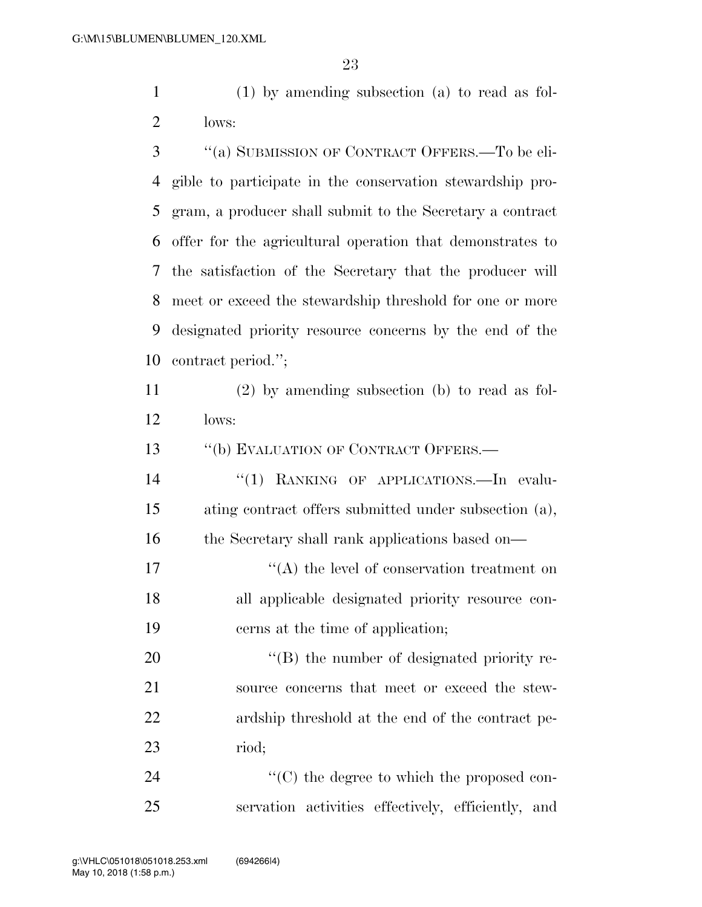(1) by amending subsection (a) to read as follows:

"(a) SUBMISSION OF CONTRACT OFFERS.—To be eligible to participate in the conservation stewardship program, a producer shall submit to the Secretary a contract offer for the agricultural operation that demonstrates to the satisfaction of the Secretary that the producer will meet or exceed the stewardship threshold for one or more designated priority resource concerns by the end of the contract period.";

(2) by amending subsection (b) to read as follows:

"(b) EVALUATION OF CONTRACT OFFERS.—

"(1) RANKING OF APPLICATIONS.—In evaluating contract offers submitted under subsection (a), the Secretary shall rank applications based on—

"(A) the level of conservation treatment on all applicable designated priority resource concerns at the time of application;

"(B) the number of designated priority resource concerns that meet or exceed the stewardship threshold at the end of the contract period;

"(C) the degree to which the proposed conservation activities effectively, efficiently, and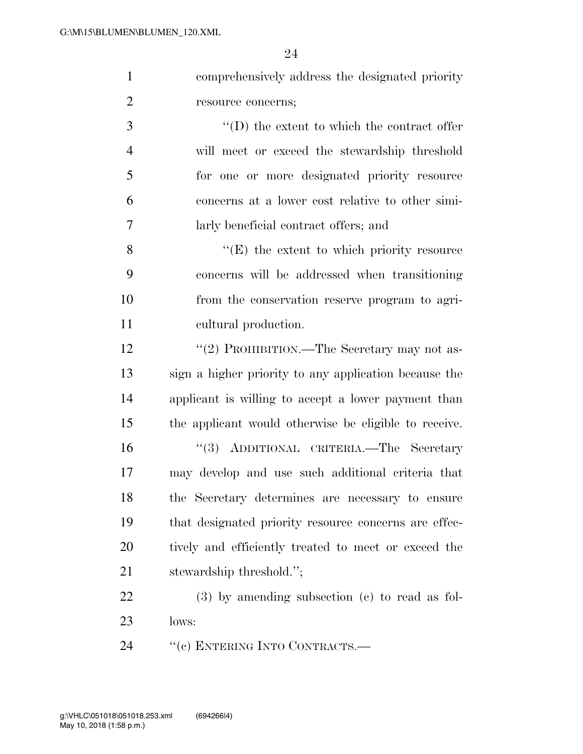comprehensively address the designated priority resource concerns;

"(D) the extent to which the contract offer will meet or exceed the stewardship threshold for one or more designated priority resource concerns at a lower cost relative to other similarly beneficial contract offers; and

"(E) the extent to which priority resource concerns will be addressed when transitioning from the conservation reserve program to agricultural production.

"(2) PROHIBITION.—The Secretary may not assign a higher priority to any application because the applicant is willing to accept a lower payment than the applicant would otherwise be eligible to receive.

"(3) ADDITIONAL CRITERIA.—The Secretary may develop and use such additional criteria that the Secretary determines are necessary to ensure that designated priority resource concerns are effectively and efficiently treated to meet or exceed the stewardship threshold.";

(3) by amending subsection (c) to read as follows:

"(c) ENTERING INTO CONTRACTS.—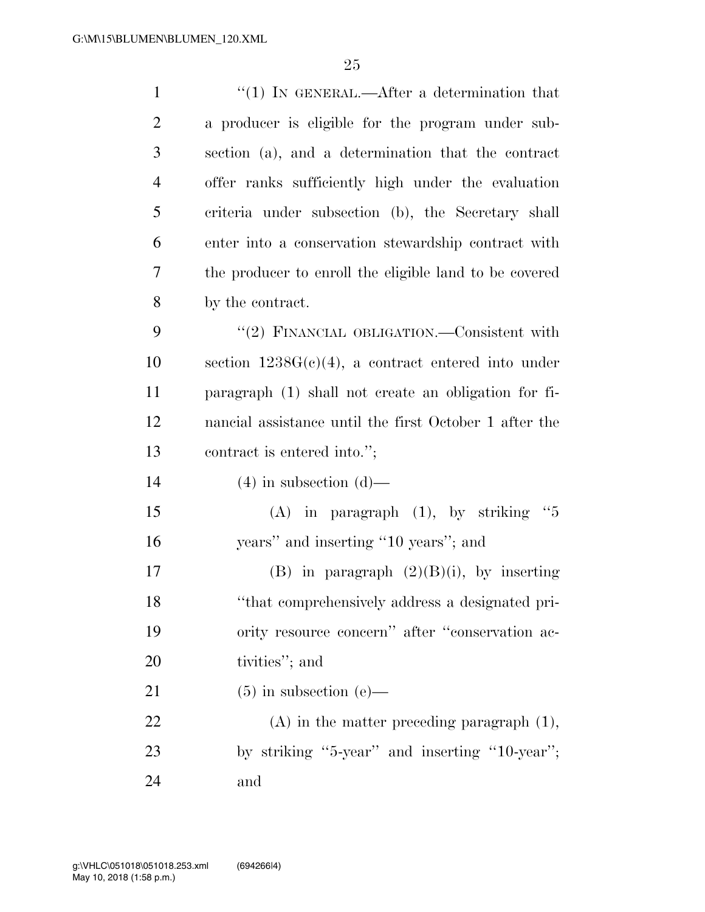"(1) IN GENERAL.—After a determination that a producer is eligible for the program under subsection (a), and a determination that the contract offer ranks sufficiently high under the evaluation criteria under subsection (b), the Secretary shall enter into a conservation stewardship contract with the producer to enroll the eligible land to be covered by the contract.

"(2) FINANCIAL OBLIGATION.—Consistent with section 1238G(c)(4), a contract entered into under paragraph (1) shall not create an obligation for financial assistance until the first October 1 after the contract is entered into.";

(4) in subsection (d)—

(A) in paragraph (1), by striking "5 years" and inserting "10 years"; and

(B) in paragraph (2)(B)(i), by inserting "that comprehensively address a designated priority resource concern" after "conservation activities"; and

(5) in subsection (e)—

(A) in the matter preceding paragraph (1), by striking "5-year" and inserting "10-year"; and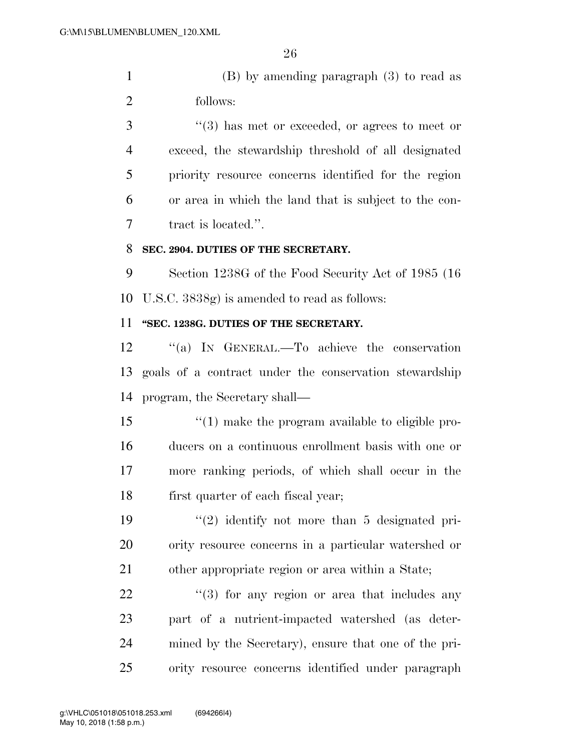(B) by amending paragraph (3) to read as follows:

''(3) has met or exceeded, or agrees to meet or exceed, the stewardship threshold of all designated priority resource concerns identified for the region or area in which the land that is subject to the contract is located.''.

**SEC. 2904. DUTIES OF THE SECRETARY.**

Section 1238G of the Food Security Act of 1985 (16 U.S.C. 3838g) is amended to read as follows:

**''SEC. 1238G. DUTIES OF THE SECRETARY.**

''(a) IN GENERAL.—To achieve the conservation goals of a contract under the conservation stewardship program, the Secretary shall—

''(1) make the program available to eligible producers on a continuous enrollment basis with one or more ranking periods, of which shall occur in the first quarter of each fiscal year;

''(2) identify not more than 5 designated priority resource concerns in a particular watershed or other appropriate region or area within a State;

''(3) for any region or area that includes any part of a nutrient-impacted watershed (as determined by the Secretary), ensure that one of the priority resource concerns identified under paragraph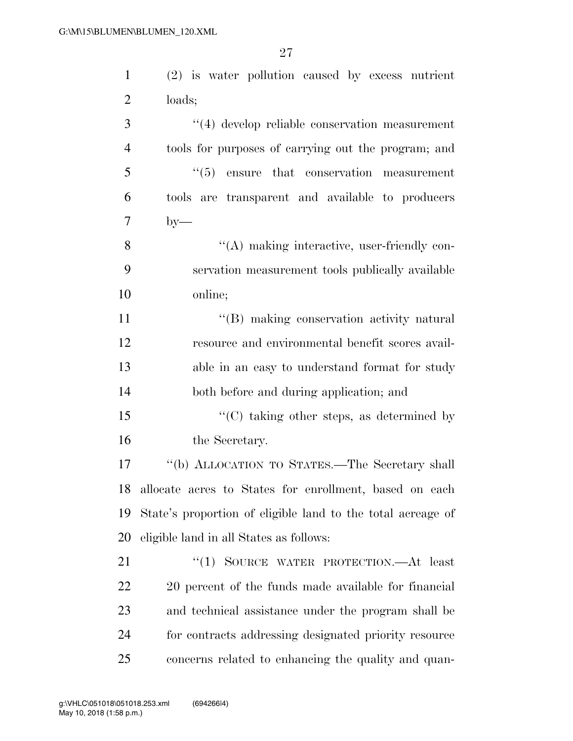(2) is water pollution caused by excess nutrient loads;

''(4) develop reliable conservation measurement tools for purposes of carrying out the program; and

''(5) ensure that conservation measurement tools are transparent and available to producers by—

''(A) making interactive, user-friendly conservation measurement tools publically available online;

''(B) making conservation activity natural resource and environmental benefit scores available in an easy to understand format for study both before and during application; and

''(C) taking other steps, as determined by the Secretary.

''(b) ALLOCATION TO STATES.—The Secretary shall allocate acres to States for enrollment, based on each State's proportion of eligible land to the total acreage of eligible land in all States as follows:

''(1) SOURCE WATER PROTECTION.—At least 20 percent of the funds made available for financial and technical assistance under the program shall be for contracts addressing designated priority resource concerns related to enhancing the quality and quan-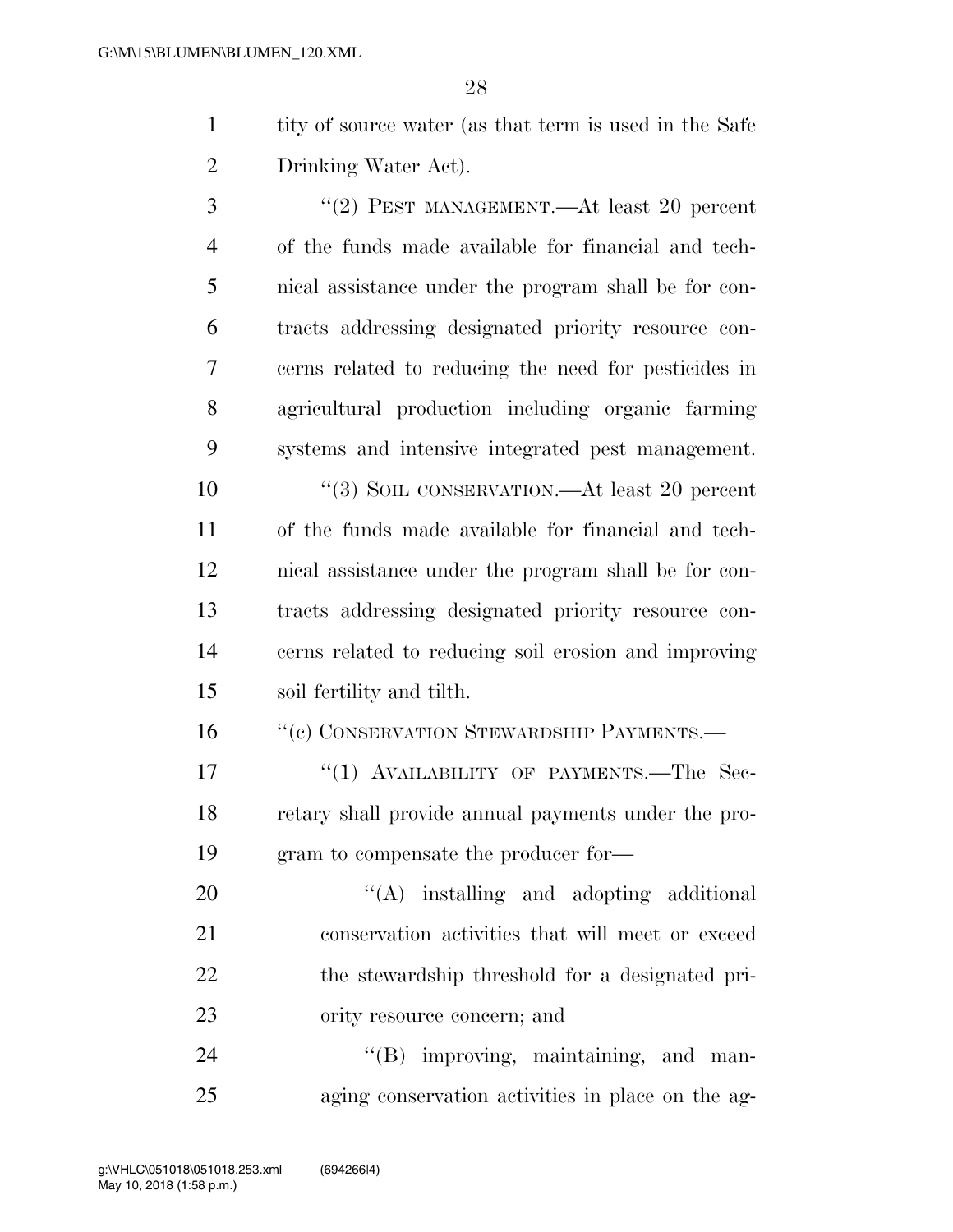tity of source water (as that term is used in the Safe Drinking Water Act).

"(2) PEST MANAGEMENT.—At least 20 percent of the funds made available for financial and technical assistance under the program shall be for contracts addressing designated priority resource concerns related to reducing the need for pesticides in agricultural production including organic farming systems and intensive integrated pest management.

"(3) SOIL CONSERVATION.—At least 20 percent of the funds made available for financial and technical assistance under the program shall be for contracts addressing designated priority resource concerns related to reducing soil erosion and improving soil fertility and tilth.

"(c) CONSERVATION STEWARDSHIP PAYMENTS.—

"(1) AVAILABILITY OF PAYMENTS.—The Secretary shall provide annual payments under the program to compensate the producer for—

"(A) installing and adopting additional conservation activities that will meet or exceed the stewardship threshold for a designated priority resource concern; and

"(B) improving, maintaining, and managing conservation activities in place on the ag-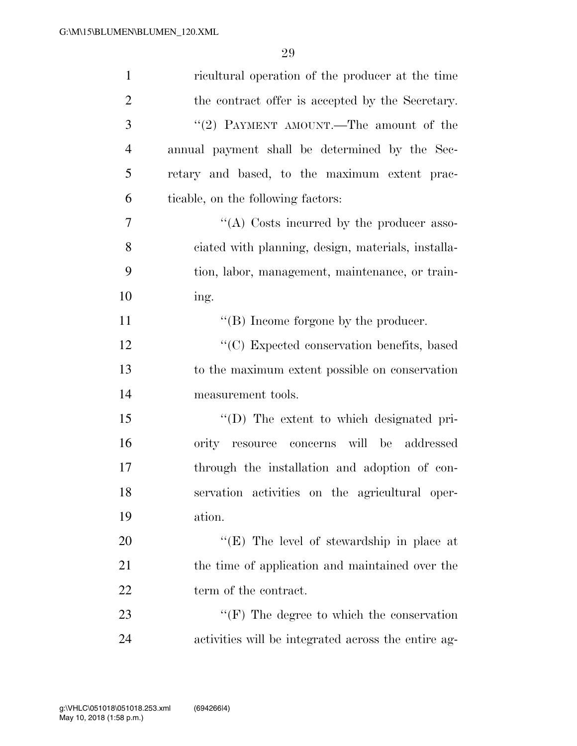ricultural operation of the producer at the time the contract offer is accepted by the Secretary.

''(2) PAYMENT AMOUNT.—The amount of the annual payment shall be determined by the Secretary and based, to the maximum extent practicable, on the following factors:

''(A) Costs incurred by the producer associated with planning, design, materials, installation, labor, management, maintenance, or training.

''(B) Income forgone by the producer.

''(C) Expected conservation benefits, based to the maximum extent possible on conservation measurement tools.

''(D) The extent to which designated priority resource concerns will be addressed through the installation and adoption of conservation activities on the agricultural operation.

''(E) The level of stewardship in place at the time of application and maintained over the term of the contract.

''(F) The degree to which the conservation activities will be integrated across the entire ag-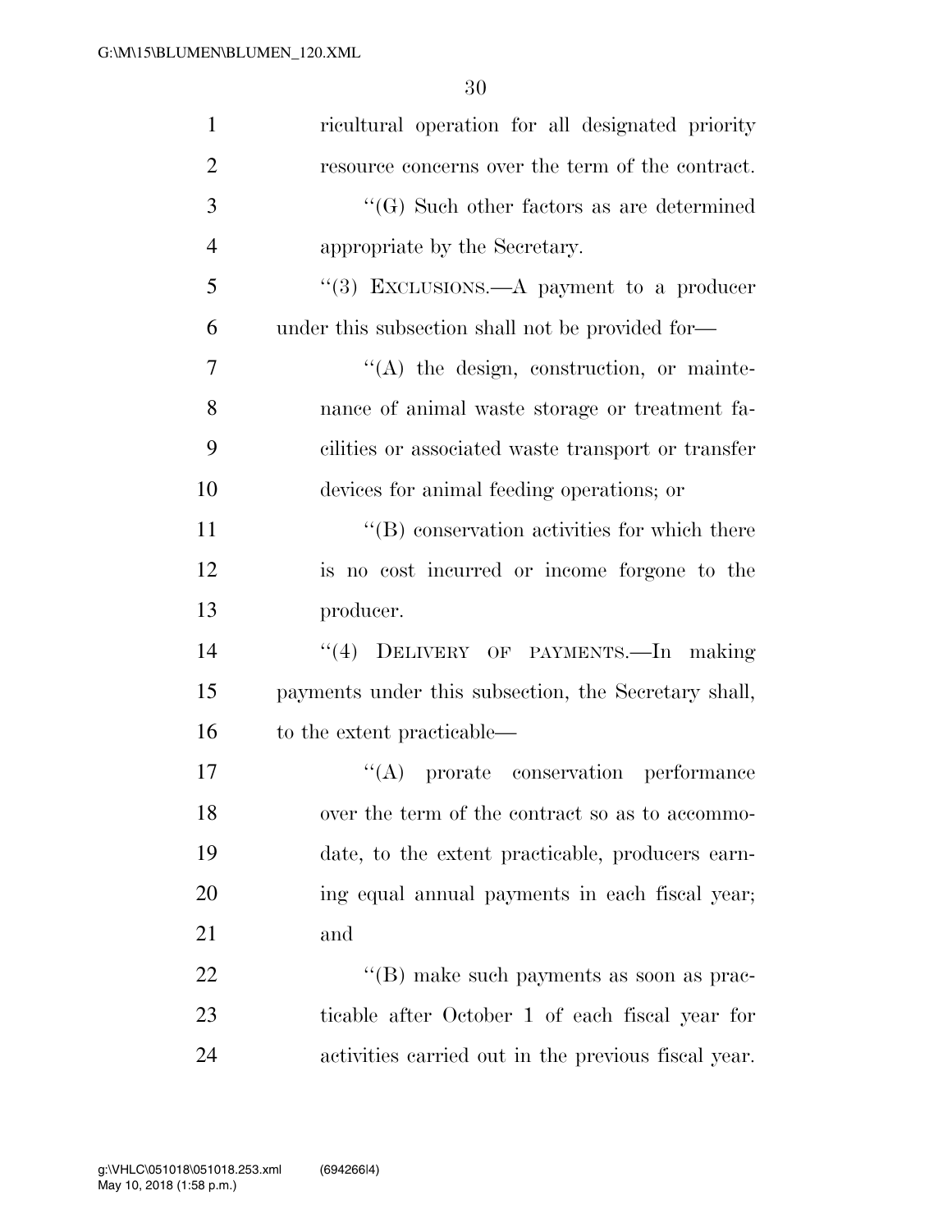ricultural operation for all designated priority resource concerns over the term of the contract.

''(G) Such other factors as are determined appropriate by the Secretary.

''(3) EXCLUSIONS.—A payment to a producer under this subsection shall not be provided for—

''(A) the design, construction, or maintenance of animal waste storage or treatment facilities or associated waste transport or transfer devices for animal feeding operations; or

''(B) conservation activities for which there is no cost incurred or income forgone to the producer.

''(4) DELIVERY OF PAYMENTS.—In making payments under this subsection, the Secretary shall, to the extent practicable—

''(A) prorate conservation performance over the term of the contract so as to accommodate, to the extent practicable, producers earning equal annual payments in each fiscal year; and

''(B) make such payments as soon as practicable after October 1 of each fiscal year for activities carried out in the previous fiscal year.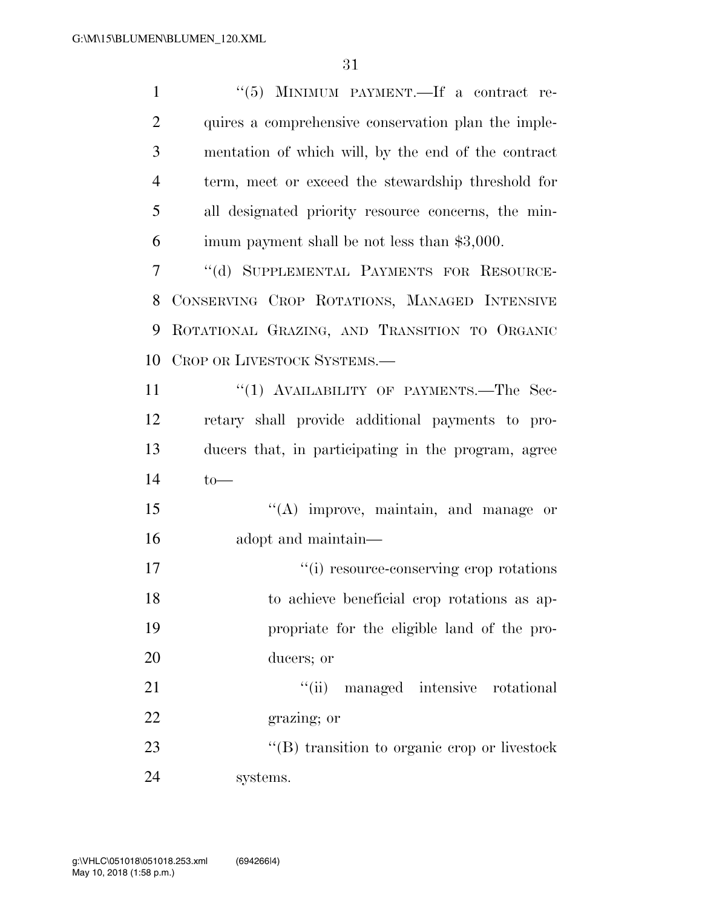"(5) MINIMUM PAYMENT.—If a contract requires a comprehensive conservation plan the implementation of which will, by the end of the contract term, meet or exceed the stewardship threshold for all designated priority resource concerns, the minimum payment shall be not less than $3,000.

"(d) SUPPLEMENTAL PAYMENTS FOR RESOURCE-CONSERVING CROP ROTATIONS, MANAGED INTENSIVE ROTATIONAL GRAZING, AND TRANSITION TO ORGANIC CROP OR LIVESTOCK SYSTEMS.—

"(1) AVAILABILITY OF PAYMENTS.—The Secretary shall provide additional payments to producers that, in participating in the program, agree to—

"(A) improve, maintain, and manage or adopt and maintain—

"(i) resource-conserving crop rotations to achieve beneficial crop rotations as appropriate for the eligible land of the producers; or

"(ii) managed intensive rotational grazing; or

"(B) transition to organic crop or livestock systems.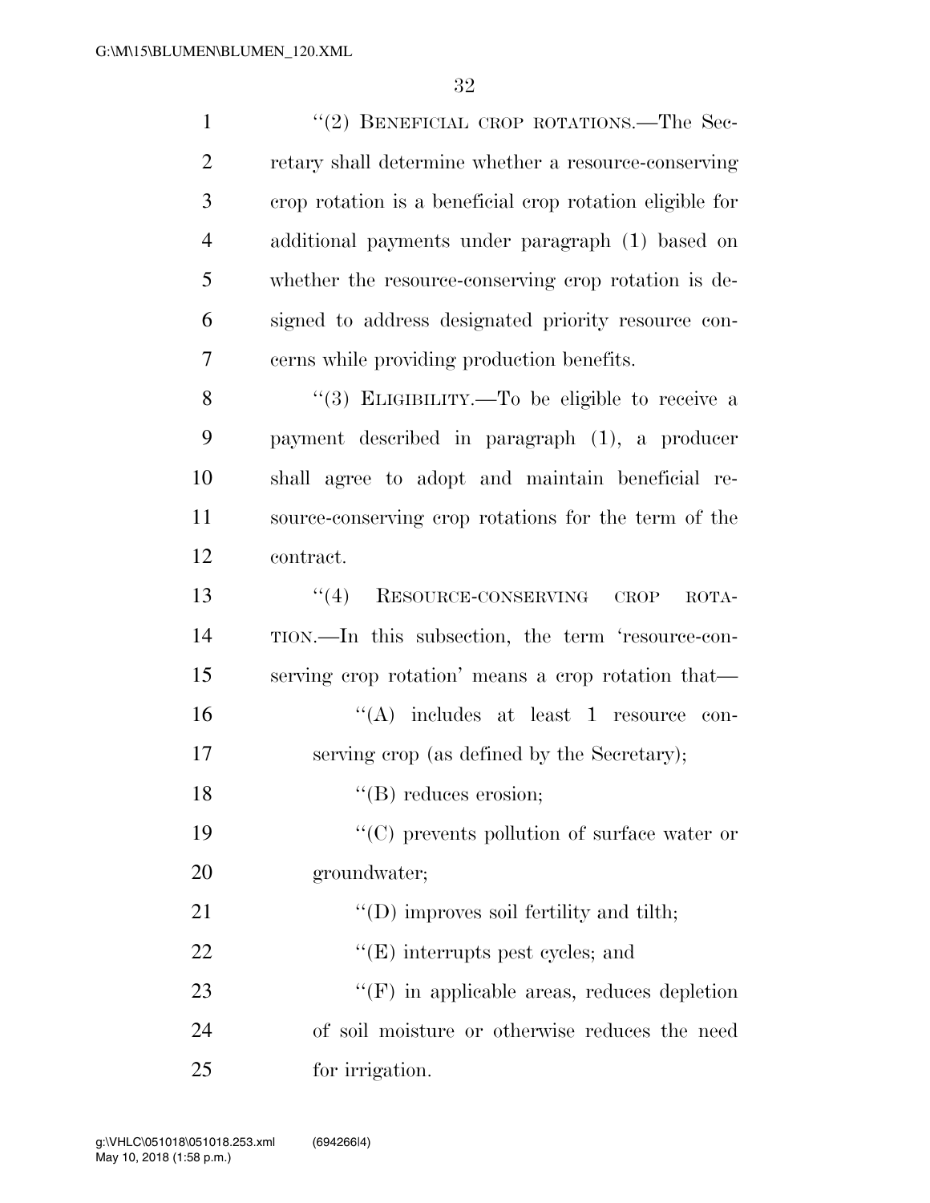"(2) BENEFICIAL CROP ROTATIONS.—The Secretary shall determine whether a resource-conserving crop rotation is a beneficial crop rotation eligible for additional payments under paragraph (1) based on whether the resource-conserving crop rotation is designed to address designated priority resource concerns while providing production benefits.

"(3) ELIGIBILITY.—To be eligible to receive a payment described in paragraph (1), a producer shall agree to adopt and maintain beneficial resource-conserving crop rotations for the term of the contract.

"(4) RESOURCE-CONSERVING CROP ROTATION.—In this subsection, the term 'resource-conserving crop rotation' means a crop rotation that—

"(A) includes at least 1 resource conserving crop (as defined by the Secretary);

"(B) reduces erosion;

"(C) prevents pollution of surface water or groundwater;

"(D) improves soil fertility and tilth;

"(E) interrupts pest cycles; and

"(F) in applicable areas, reduces depletion of soil moisture or otherwise reduces the need for irrigation.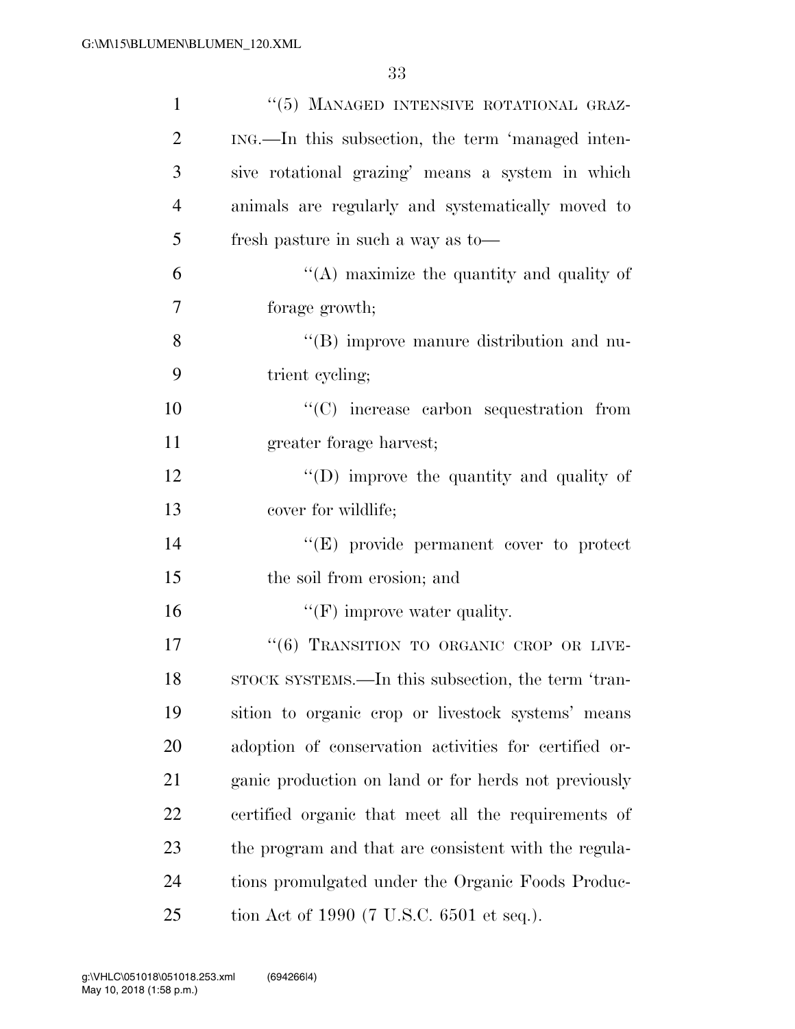"(5) MANAGED INTENSIVE ROTATIONAL GRAZING.—In this subsection, the term 'managed intensive rotational grazing' means a system in which animals are regularly and systematically moved to fresh pasture in such a way as to—

"(A) maximize the quantity and quality of forage growth;

"(B) improve manure distribution and nutrient cycling;

"(C) increase carbon sequestration from greater forage harvest;

"(D) improve the quantity and quality of cover for wildlife;

"(E) provide permanent cover to protect the soil from erosion; and

"(F) improve water quality.

"(6) TRANSITION TO ORGANIC CROP OR LIVESTOCK SYSTEMS.—In this subsection, the term 'transition to organic crop or livestock systems' means adoption of conservation activities for certified organic production on land or for herds not previously certified organic that meet all the requirements of the program and that are consistent with the regulations promulgated under the Organic Foods Production Act of 1990 (7 U.S.C. 6501 et seq.).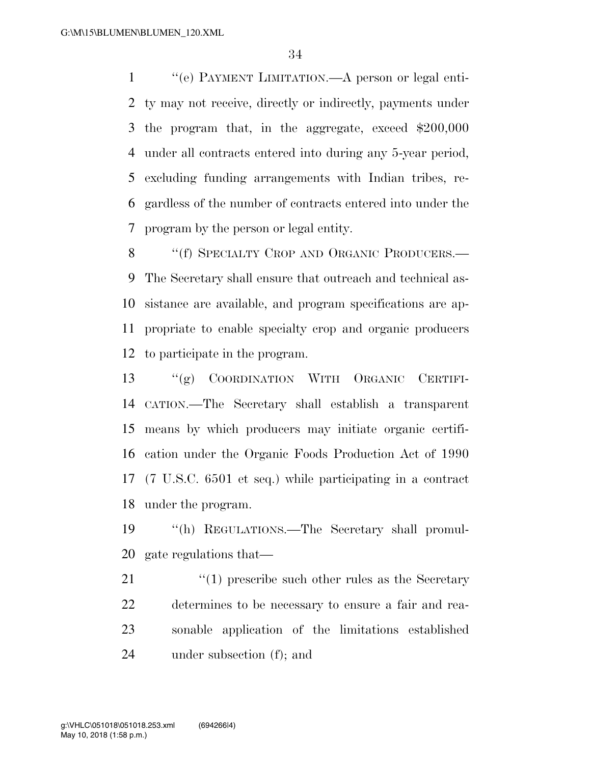''(e) PAYMENT LIMITATION.—A person or legal entity may not receive, directly or indirectly, payments under the program that, in the aggregate, exceed $200,000 under all contracts entered into during any 5-year period, excluding funding arrangements with Indian tribes, regardless of the number of contracts entered into under the program by the person or legal entity.

''(f) SPECIALTY CROP AND ORGANIC PRODUCERS.—The Secretary shall ensure that outreach and technical assistance are available, and program specifications are appropriate to enable specialty crop and organic producers to participate in the program.

''(g) COORDINATION WITH ORGANIC CERTIFICATION.—The Secretary shall establish a transparent means by which producers may initiate organic certification under the Organic Foods Production Act of 1990 (7 U.S.C. 6501 et seq.) while participating in a contract under the program.

''(h) REGULATIONS.—The Secretary shall promulgate regulations that—

''(1) prescribe such other rules as the Secretary determines to be necessary to ensure a fair and reasonable application of the limitations established under subsection (f); and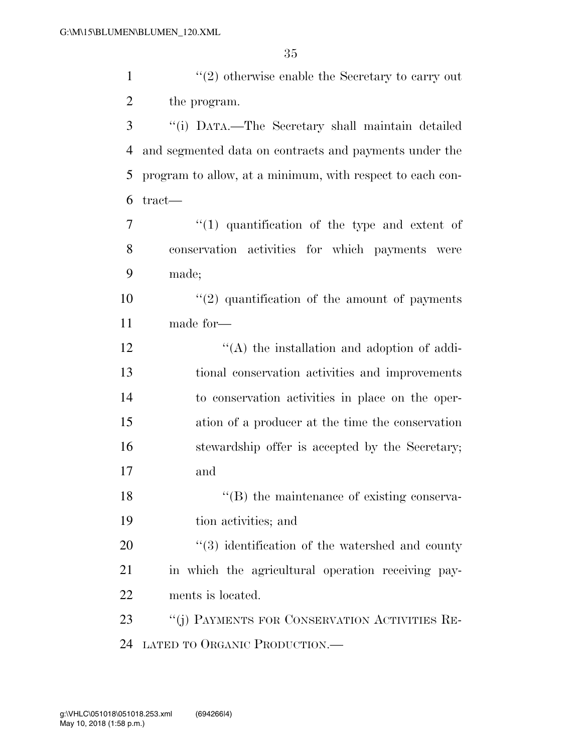''(2) otherwise enable the Secretary to carry out the program.

''(i) DATA.—The Secretary shall maintain detailed and segmented data on contracts and payments under the program to allow, at a minimum, with respect to each contract—

''(1) quantification of the type and extent of conservation activities for which payments were made;

''(2) quantification of the amount of payments made for—

''(A) the installation and adoption of additional conservation activities and improvements to conservation activities in place on the operation of a producer at the time the conservation stewardship offer is accepted by the Secretary; and

''(B) the maintenance of existing conservation activities; and

''(3) identification of the watershed and county in which the agricultural operation receiving payments is located.

''(j) PAYMENTS FOR CONSERVATION ACTIVITIES RELATED TO ORGANIC PRODUCTION.—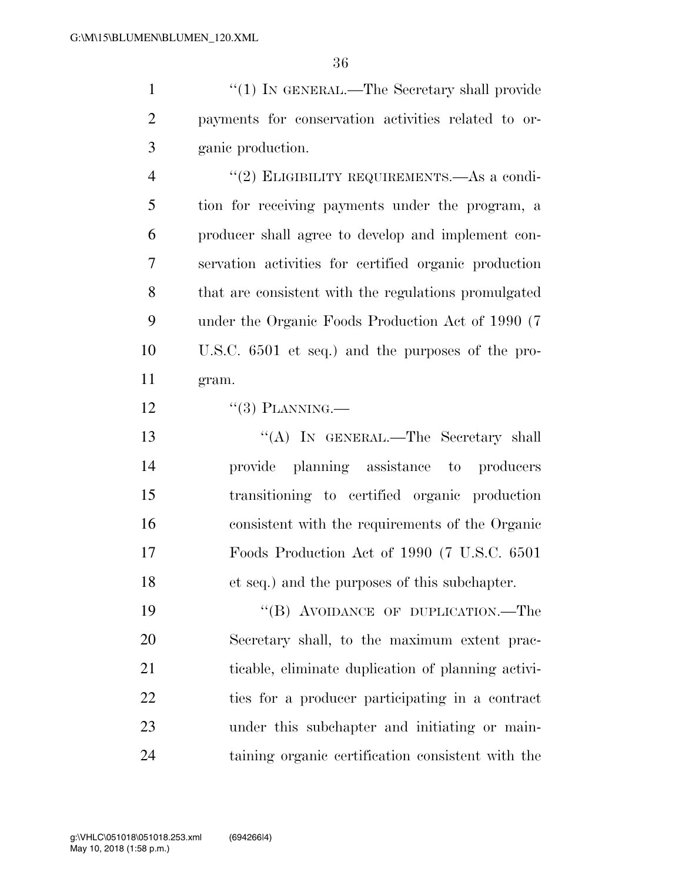''(1) IN GENERAL.—The Secretary shall provide payments for conservation activities related to organic production.

''(2) ELIGIBILITY REQUIREMENTS.—As a condition for receiving payments under the program, a producer shall agree to develop and implement conservation activities for certified organic production that are consistent with the regulations promulgated under the Organic Foods Production Act of 1990 (7 U.S.C. 6501 et seq.) and the purposes of the program.

''(3) PLANNING.—

''(A) IN GENERAL.—The Secretary shall provide planning assistance to producers transitioning to certified organic production consistent with the requirements of the Organic Foods Production Act of 1990 (7 U.S.C. 6501 et seq.) and the purposes of this subchapter.

''(B) AVOIDANCE OF DUPLICATION.—The Secretary shall, to the maximum extent practicable, eliminate duplication of planning activities for a producer participating in a contract under this subchapter and initiating or maintaining organic certification consistent with the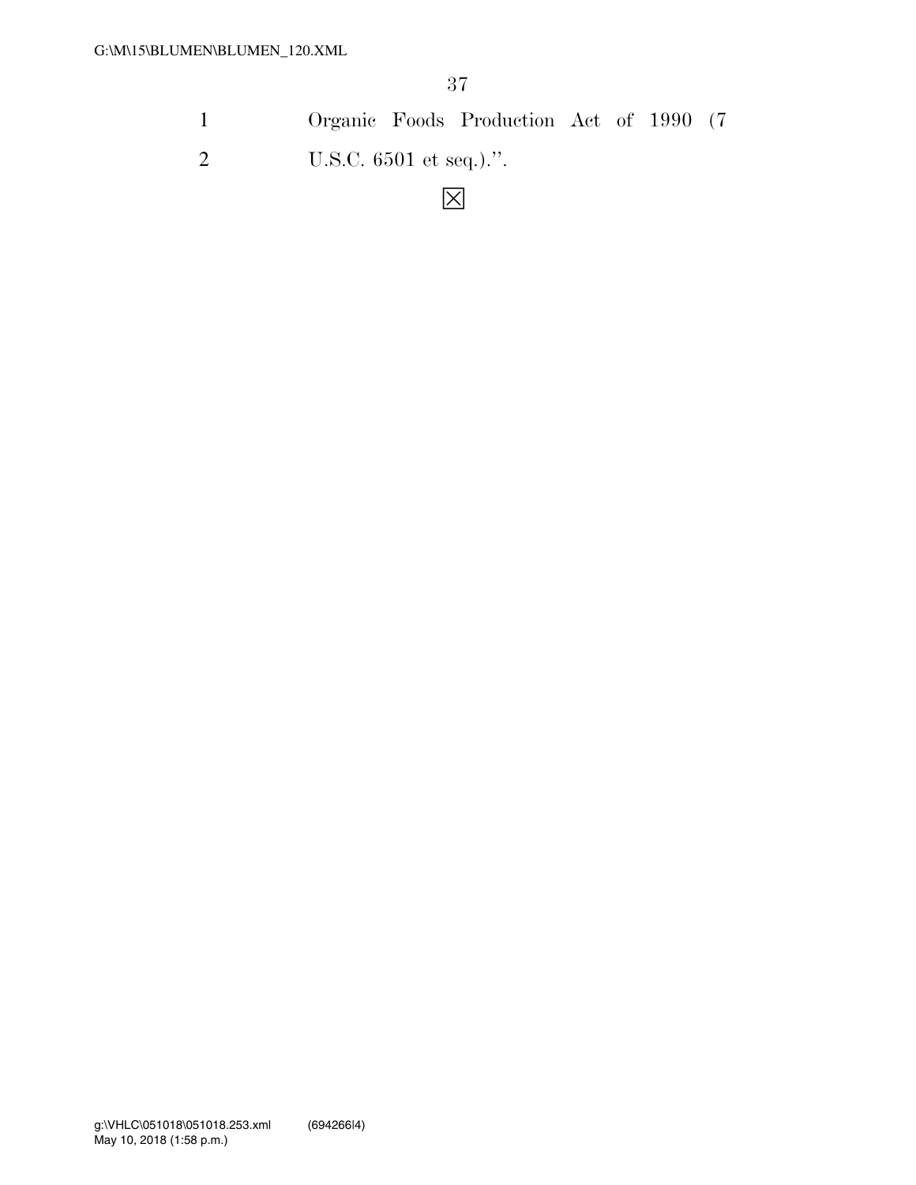Organic Foods Production Act of 1990 (7 U.S.C. 6501 et seq.).''.

☒